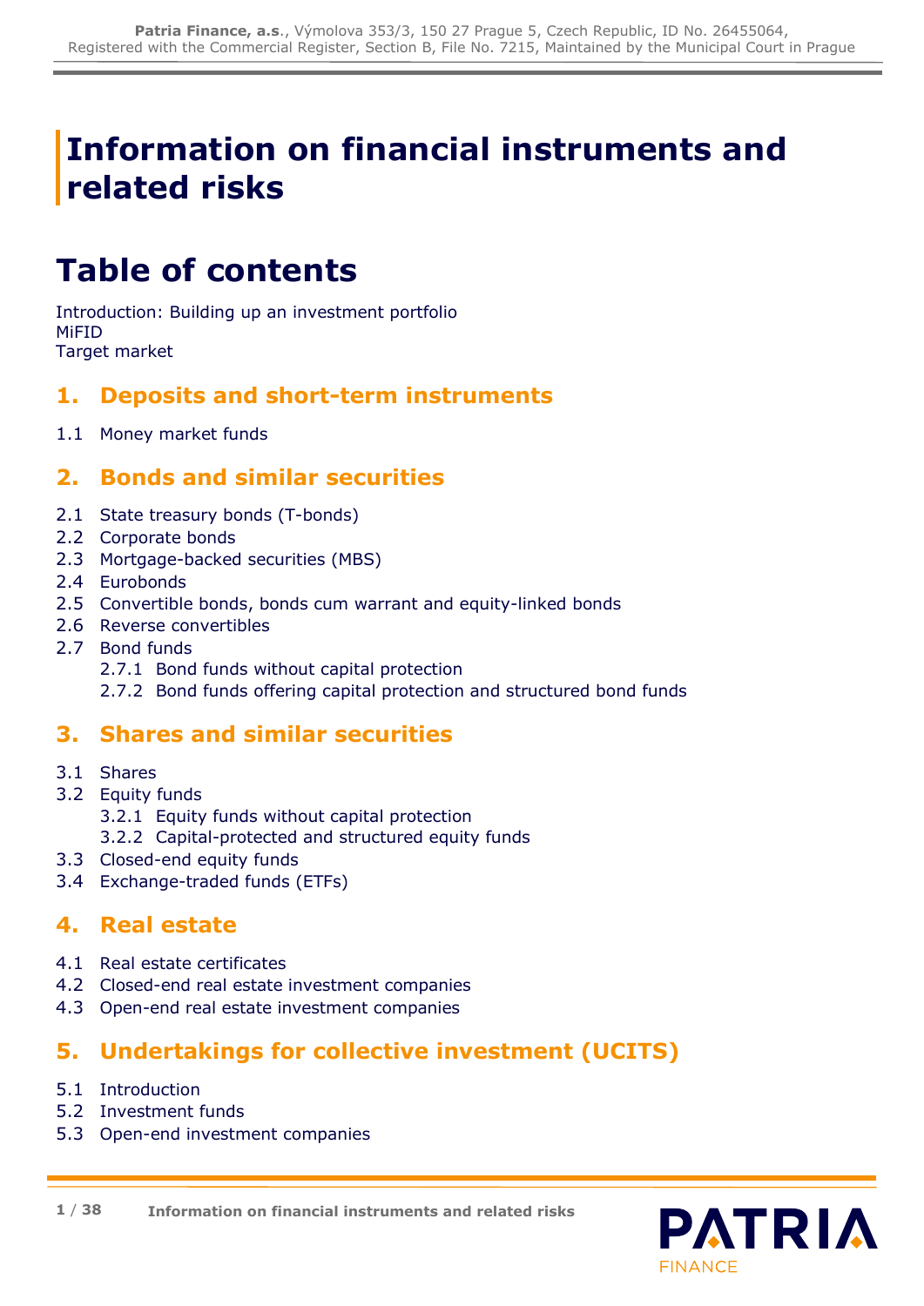# Information on financial instruments and related risks

# Table of contents

Introduction: Building up an investment portfolio
MiFID
Target market

## 1. Deposits and short-term instruments

1.1 Money market funds

## 2. Bonds and similar securities

2.1 State treasury bonds (T-bonds)
2.2 Corporate bonds
2.3 Mortgage-backed securities (MBS)
2.4 Eurobonds
2.5 Convertible bonds, bonds cum warrant and equity-linked bonds
2.6 Reverse convertibles
2.7 Bond funds
  2.7.1 Bond funds without capital protection
  2.7.2 Bond funds offering capital protection and structured bond funds

## 3. Shares and similar securities

3.1 Shares
3.2 Equity funds
  3.2.1 Equity funds without capital protection
  3.2.2 Capital-protected and structured equity funds
3.3 Closed-end equity funds
3.4 Exchange-traded funds (ETFs)

## 4. Real estate

4.1 Real estate certificates
4.2 Closed-end real estate investment companies
4.3 Open-end real estate investment companies

## 5. Undertakings for collective investment (UCITS)

5.1 Introduction
5.2 Investment funds
5.3 Open-end investment companies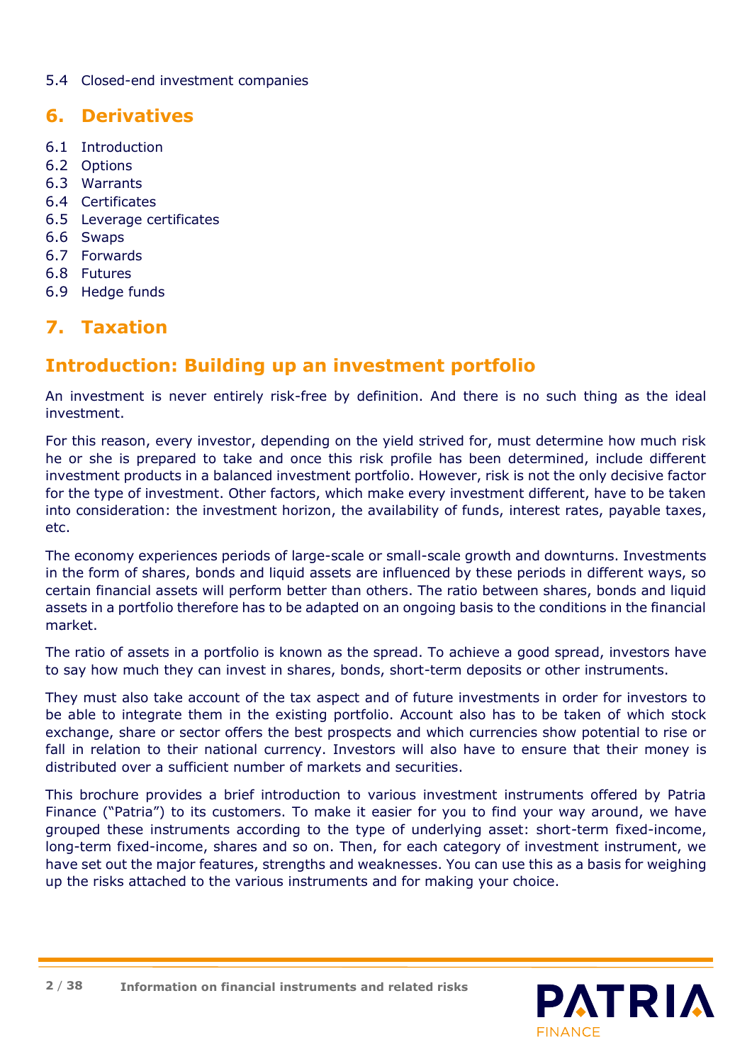5.4 Closed-end investment companies

## 6. Derivatives

6.1 Introduction
6.2 Options
6.3 Warrants
6.4 Certificates
6.5 Leverage certificates
6.6 Swaps
6.7 Forwards
6.8 Futures
6.9 Hedge funds

## 7. Taxation

## Introduction: Building up an investment portfolio

An investment is never entirely risk-free by definition. And there is no such thing as the ideal investment.

For this reason, every investor, depending on the yield strived for, must determine how much risk he or she is prepared to take and once this risk profile has been determined, include different investment products in a balanced investment portfolio. However, risk is not the only decisive factor for the type of investment. Other factors, which make every investment different, have to be taken into consideration: the investment horizon, the availability of funds, interest rates, payable taxes, etc.

The economy experiences periods of large-scale or small-scale growth and downturns. Investments in the form of shares, bonds and liquid assets are influenced by these periods in different ways, so certain financial assets will perform better than others. The ratio between shares, bonds and liquid assets in a portfolio therefore has to be adapted on an ongoing basis to the conditions in the financial market.

The ratio of assets in a portfolio is known as the spread. To achieve a good spread, investors have to say how much they can invest in shares, bonds, short-term deposits or other instruments.

They must also take account of the tax aspect and of future investments in order for investors to be able to integrate them in the existing portfolio. Account also has to be taken of which stock exchange, share or sector offers the best prospects and which currencies show potential to rise or fall in relation to their national currency. Investors will also have to ensure that their money is distributed over a sufficient number of markets and securities.

This brochure provides a brief introduction to various investment instruments offered by Patria Finance ("Patria") to its customers. To make it easier for you to find your way around, we have grouped these instruments according to the type of underlying asset: short-term fixed-income, long-term fixed-income, shares and so on. Then, for each category of investment instrument, we have set out the major features, strengths and weaknesses. You can use this as a basis for weighing up the risks attached to the various instruments and for making your choice.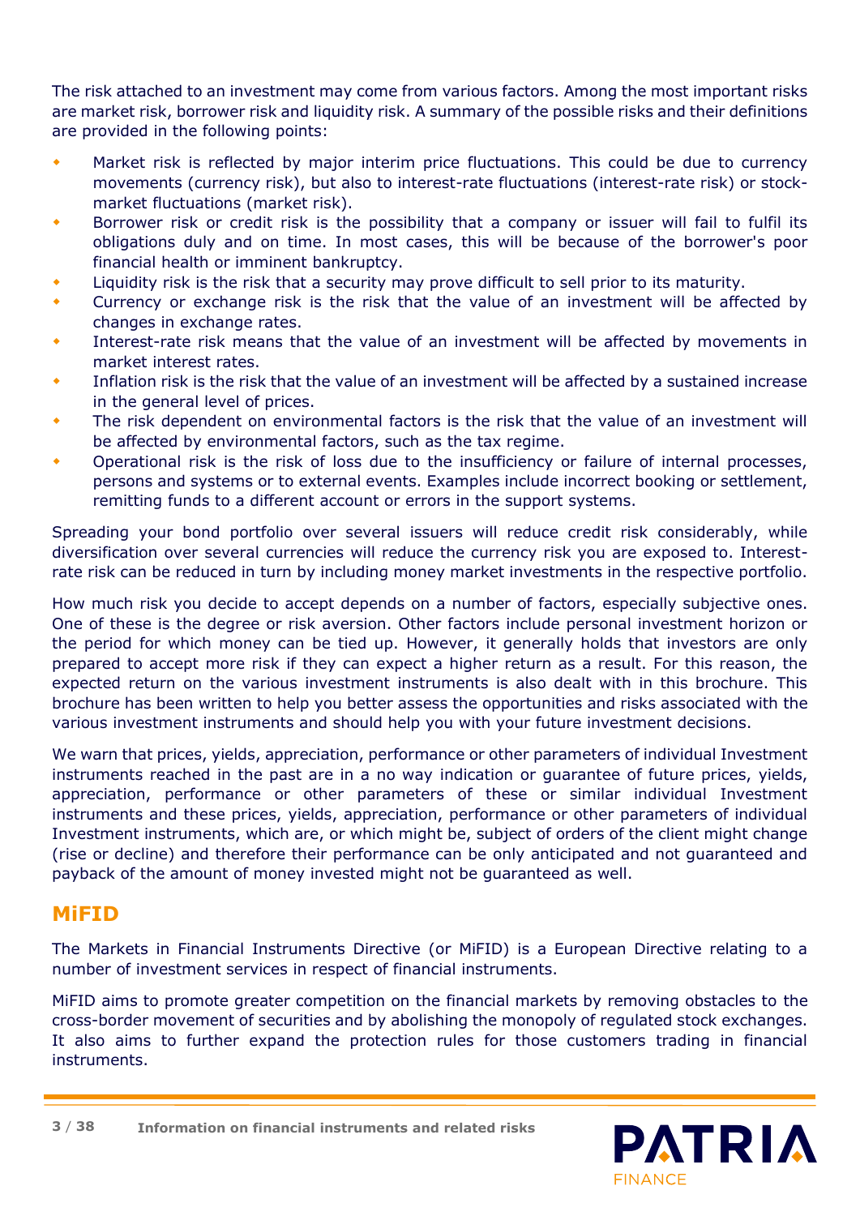The risk attached to an investment may come from various factors. Among the most important risks are market risk, borrower risk and liquidity risk. A summary of the possible risks and their definitions are provided in the following points:

- Market risk is reflected by major interim price fluctuations. This could be due to currency movements (currency risk), but also to interest-rate fluctuations (interest-rate risk) or stock-market fluctuations (market risk).
- Borrower risk or credit risk is the possibility that a company or issuer will fail to fulfil its obligations duly and on time. In most cases, this will be because of the borrower's poor financial health or imminent bankruptcy.
- Liquidity risk is the risk that a security may prove difficult to sell prior to its maturity.
- Currency or exchange risk is the risk that the value of an investment will be affected by changes in exchange rates.
- Interest-rate risk means that the value of an investment will be affected by movements in market interest rates.
- Inflation risk is the risk that the value of an investment will be affected by a sustained increase in the general level of prices.
- The risk dependent on environmental factors is the risk that the value of an investment will be affected by environmental factors, such as the tax regime.
- Operational risk is the risk of loss due to the insufficiency or failure of internal processes, persons and systems or to external events. Examples include incorrect booking or settlement, remitting funds to a different account or errors in the support systems.

Spreading your bond portfolio over several issuers will reduce credit risk considerably, while diversification over several currencies will reduce the currency risk you are exposed to. Interest-rate risk can be reduced in turn by including money market investments in the respective portfolio.

How much risk you decide to accept depends on a number of factors, especially subjective ones. One of these is the degree or risk aversion. Other factors include personal investment horizon or the period for which money can be tied up. However, it generally holds that investors are only prepared to accept more risk if they can expect a higher return as a result. For this reason, the expected return on the various investment instruments is also dealt with in this brochure. This brochure has been written to help you better assess the opportunities and risks associated with the various investment instruments and should help you with your future investment decisions.

We warn that prices, yields, appreciation, performance or other parameters of individual Investment instruments reached in the past are in a no way indication or guarantee of future prices, yields, appreciation, performance or other parameters of these or similar individual Investment instruments and these prices, yields, appreciation, performance or other parameters of individual Investment instruments, which are, or which might be, subject of orders of the client might change (rise or decline) and therefore their performance can be only anticipated and not guaranteed and payback of the amount of money invested might not be guaranteed as well.

## MiFID

The Markets in Financial Instruments Directive (or MiFID) is a European Directive relating to a number of investment services in respect of financial instruments.

MiFID aims to promote greater competition on the financial markets by removing obstacles to the cross-border movement of securities and by abolishing the monopoly of regulated stock exchanges. It also aims to further expand the protection rules for those customers trading in financial instruments.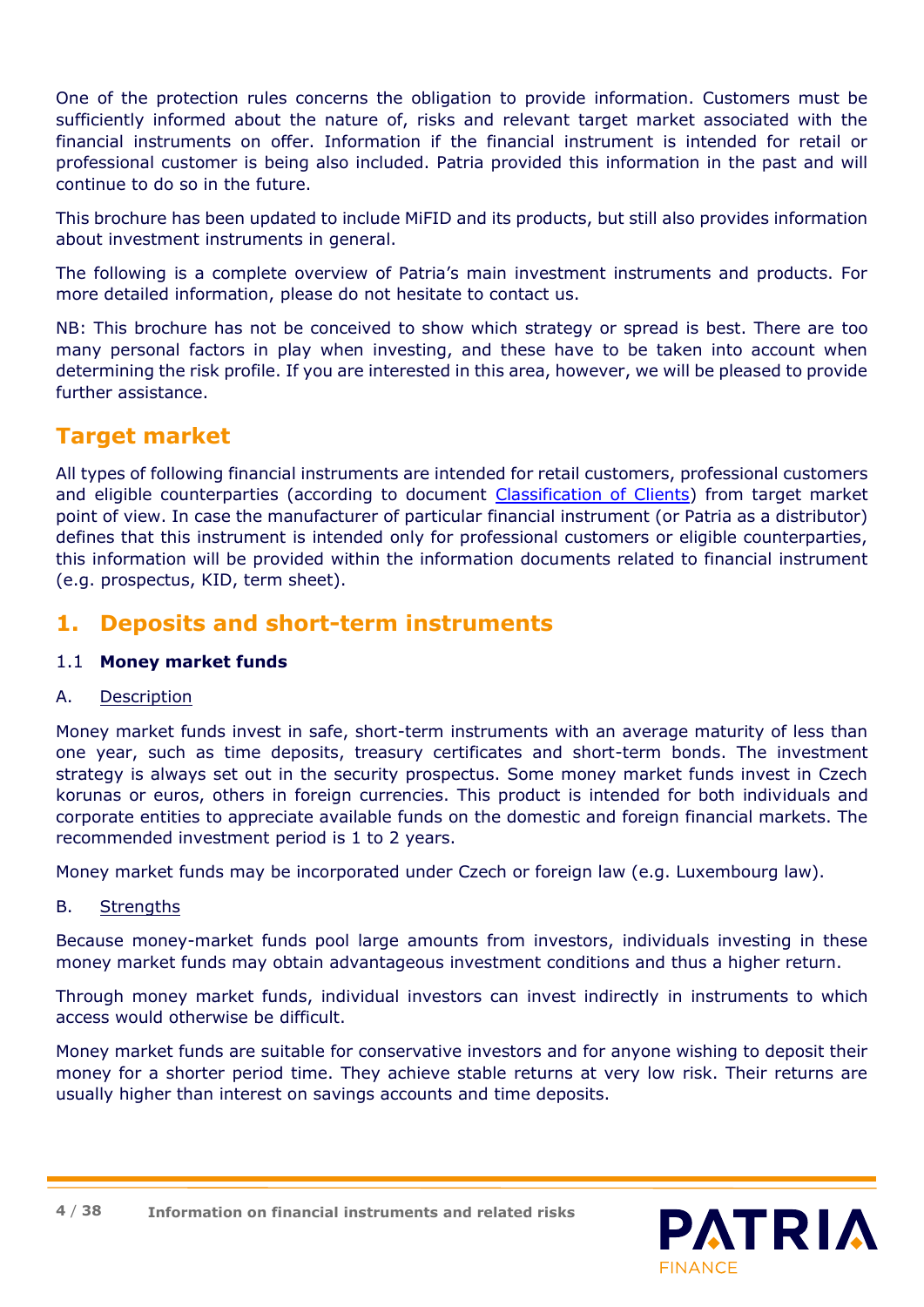One of the protection rules concerns the obligation to provide information. Customers must be sufficiently informed about the nature of, risks and relevant target market associated with the financial instruments on offer. Information if the financial instrument is intended for retail or professional customer is being also included. Patria provided this information in the past and will continue to do so in the future.

This brochure has been updated to include MiFID and its products, but still also provides information about investment instruments in general.

The following is a complete overview of Patria's main investment instruments and products. For more detailed information, please do not hesitate to contact us.

NB: This brochure has not be conceived to show which strategy or spread is best. There are too many personal factors in play when investing, and these have to be taken into account when determining the risk profile. If you are interested in this area, however, we will be pleased to provide further assistance.

## Target market

All types of following financial instruments are intended for retail customers, professional customers and eligible counterparties (according to document Classification of Clients) from target market point of view. In case the manufacturer of particular financial instrument (or Patria as a distributor) defines that this instrument is intended only for professional customers or eligible counterparties, this information will be provided within the information documents related to financial instrument (e.g. prospectus, KID, term sheet).

## 1. Deposits and short-term instruments

### 1.1 **Money market funds**

A. Description

Money market funds invest in safe, short-term instruments with an average maturity of less than one year, such as time deposits, treasury certificates and short-term bonds. The investment strategy is always set out in the security prospectus. Some money market funds invest in Czech korunas or euros, others in foreign currencies. This product is intended for both individuals and corporate entities to appreciate available funds on the domestic and foreign financial markets. The recommended investment period is 1 to 2 years.

Money market funds may be incorporated under Czech or foreign law (e.g. Luxembourg law).

B. Strengths

Because money-market funds pool large amounts from investors, individuals investing in these money market funds may obtain advantageous investment conditions and thus a higher return.

Through money market funds, individual investors can invest indirectly in instruments to which access would otherwise be difficult.

Money market funds are suitable for conservative investors and for anyone wishing to deposit their money for a shorter period time. They achieve stable returns at very low risk. Their returns are usually higher than interest on savings accounts and time deposits.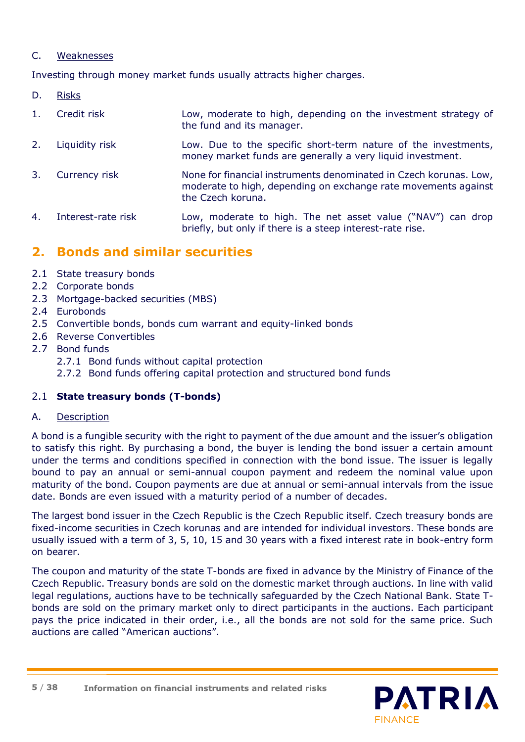C. Weaknesses

Investing through money market funds usually attracts higher charges.

D. Risks

| | | |
|---|---|---|
| 1. | Credit risk | Low, moderate to high, depending on the investment strategy of the fund and its manager. |
| 2. | Liquidity risk | Low. Due to the specific short-term nature of the investments, money market funds are generally a very liquid investment. |
| 3. | Currency risk | None for financial instruments denominated in Czech korunas. Low, moderate to high, depending on exchange rate movements against the Czech koruna. |
| 4. | Interest-rate risk | Low, moderate to high. The net asset value ("NAV") can drop briefly, but only if there is a steep interest-rate rise. |

## 2. Bonds and similar securities

- 2.1 State treasury bonds
- 2.2 Corporate bonds
- 2.3 Mortgage-backed securities (MBS)
- 2.4 Eurobonds
- 2.5 Convertible bonds, bonds cum warrant and equity-linked bonds
- 2.6 Reverse Convertibles
- 2.7 Bond funds
  - 2.7.1 Bond funds without capital protection
  - 2.7.2 Bond funds offering capital protection and structured bond funds

### 2.1 State treasury bonds (T-bonds)

A. Description

A bond is a fungible security with the right to payment of the due amount and the issuer's obligation to satisfy this right. By purchasing a bond, the buyer is lending the bond issuer a certain amount under the terms and conditions specified in connection with the bond issue. The issuer is legally bound to pay an annual or semi-annual coupon payment and redeem the nominal value upon maturity of the bond. Coupon payments are due at annual or semi-annual intervals from the issue date. Bonds are even issued with a maturity period of a number of decades.

The largest bond issuer in the Czech Republic is the Czech Republic itself. Czech treasury bonds are fixed-income securities in Czech korunas and are intended for individual investors. These bonds are usually issued with a term of 3, 5, 10, 15 and 30 years with a fixed interest rate in book-entry form on bearer.

The coupon and maturity of the state T-bonds are fixed in advance by the Ministry of Finance of the Czech Republic. Treasury bonds are sold on the domestic market through auctions. In line with valid legal regulations, auctions have to be technically safeguarded by the Czech National Bank. State T-bonds are sold on the primary market only to direct participants in the auctions. Each participant pays the price indicated in their order, i.e., all the bonds are not sold for the same price. Such auctions are called "American auctions".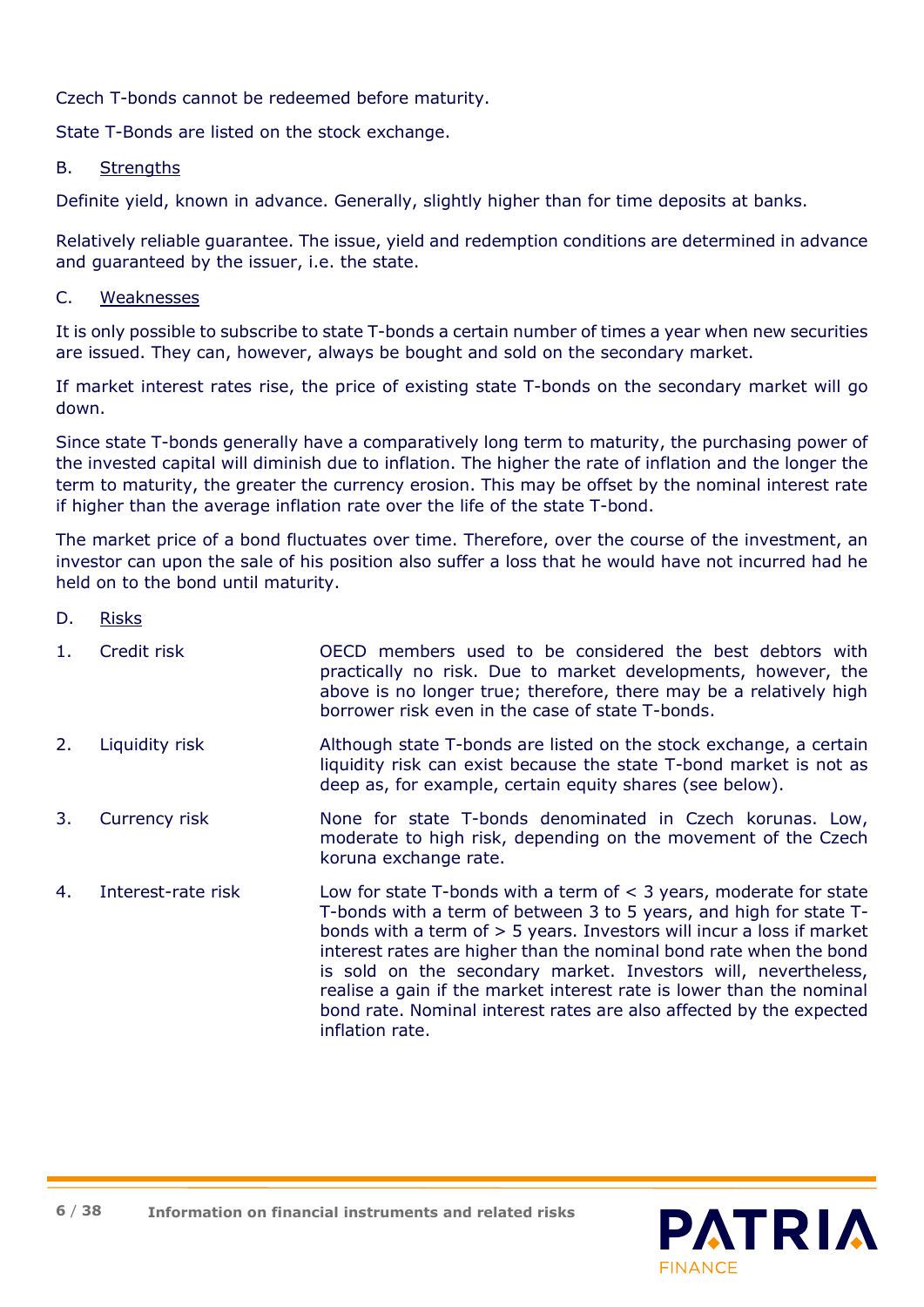Czech T-bonds cannot be redeemed before maturity.

State T-Bonds are listed on the stock exchange.

### B. Strengths

Definite yield, known in advance. Generally, slightly higher than for time deposits at banks.

Relatively reliable guarantee. The issue, yield and redemption conditions are determined in advance and guaranteed by the issuer, i.e. the state.

### C. Weaknesses

It is only possible to subscribe to state T-bonds a certain number of times a year when new securities are issued. They can, however, always be bought and sold on the secondary market.

If market interest rates rise, the price of existing state T-bonds on the secondary market will go down.

Since state T-bonds generally have a comparatively long term to maturity, the purchasing power of the invested capital will diminish due to inflation. The higher the rate of inflation and the longer the term to maturity, the greater the currency erosion. This may be offset by the nominal interest rate if higher than the average inflation rate over the life of the state T-bond.

The market price of a bond fluctuates over time. Therefore, over the course of the investment, an investor can upon the sale of his position also suffer a loss that he would have not incurred had he held on to the bond until maturity.

### D. Risks

1. **Credit risk** – OECD members used to be considered the best debtors with practically no risk. Due to market developments, however, the above is no longer true; therefore, there may be a relatively high borrower risk even in the case of state T-bonds.

2. **Liquidity risk** – Although state T-bonds are listed on the stock exchange, a certain liquidity risk can exist because the state T-bond market is not as deep as, for example, certain equity shares (see below).

3. **Currency risk** – None for state T-bonds denominated in Czech korunas. Low, moderate to high risk, depending on the movement of the Czech koruna exchange rate.

4. **Interest-rate risk** – Low for state T-bonds with a term of < 3 years, moderate for state T-bonds with a term of between 3 to 5 years, and high for state T-bonds with a term of > 5 years. Investors will incur a loss if market interest rates are higher than the nominal bond rate when the bond is sold on the secondary market. Investors will, nevertheless, realise a gain if the market interest rate is lower than the nominal bond rate. Nominal interest rates are also affected by the expected inflation rate.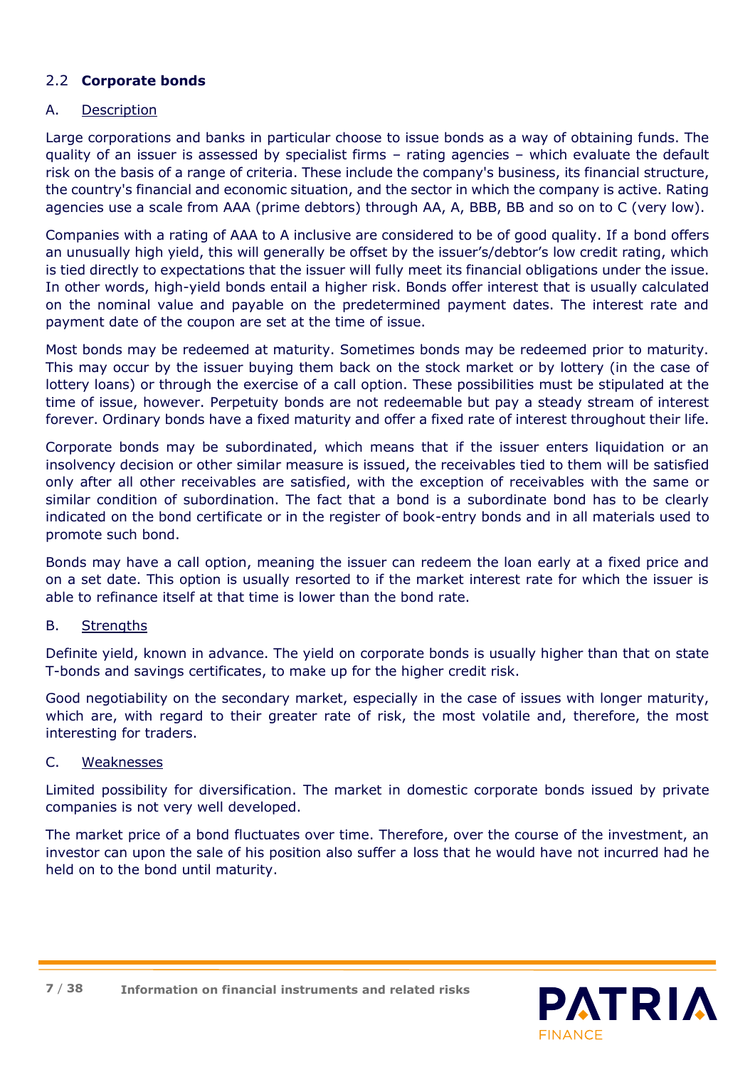## 2.2 **Corporate bonds**

### A. Description

Large corporations and banks in particular choose to issue bonds as a way of obtaining funds. The quality of an issuer is assessed by specialist firms – rating agencies – which evaluate the default risk on the basis of a range of criteria. These include the company's business, its financial structure, the country's financial and economic situation, and the sector in which the company is active. Rating agencies use a scale from AAA (prime debtors) through AA, A, BBB, BB and so on to C (very low).

Companies with a rating of AAA to A inclusive are considered to be of good quality. If a bond offers an unusually high yield, this will generally be offset by the issuer's/debtor's low credit rating, which is tied directly to expectations that the issuer will fully meet its financial obligations under the issue. In other words, high-yield bonds entail a higher risk. Bonds offer interest that is usually calculated on the nominal value and payable on the predetermined payment dates. The interest rate and payment date of the coupon are set at the time of issue.

Most bonds may be redeemed at maturity. Sometimes bonds may be redeemed prior to maturity. This may occur by the issuer buying them back on the stock market or by lottery (in the case of lottery loans) or through the exercise of a call option. These possibilities must be stipulated at the time of issue, however. Perpetuity bonds are not redeemable but pay a steady stream of interest forever. Ordinary bonds have a fixed maturity and offer a fixed rate of interest throughout their life.

Corporate bonds may be subordinated, which means that if the issuer enters liquidation or an insolvency decision or other similar measure is issued, the receivables tied to them will be satisfied only after all other receivables are satisfied, with the exception of receivables with the same or similar condition of subordination. The fact that a bond is a subordinate bond has to be clearly indicated on the bond certificate or in the register of book-entry bonds and in all materials used to promote such bond.

Bonds may have a call option, meaning the issuer can redeem the loan early at a fixed price and on a set date. This option is usually resorted to if the market interest rate for which the issuer is able to refinance itself at that time is lower than the bond rate.

### B. Strengths

Definite yield, known in advance. The yield on corporate bonds is usually higher than that on state T-bonds and savings certificates, to make up for the higher credit risk.

Good negotiability on the secondary market, especially in the case of issues with longer maturity, which are, with regard to their greater rate of risk, the most volatile and, therefore, the most interesting for traders.

### C. Weaknesses

Limited possibility for diversification. The market in domestic corporate bonds issued by private companies is not very well developed.

The market price of a bond fluctuates over time. Therefore, over the course of the investment, an investor can upon the sale of his position also suffer a loss that he would have not incurred had he held on to the bond until maturity.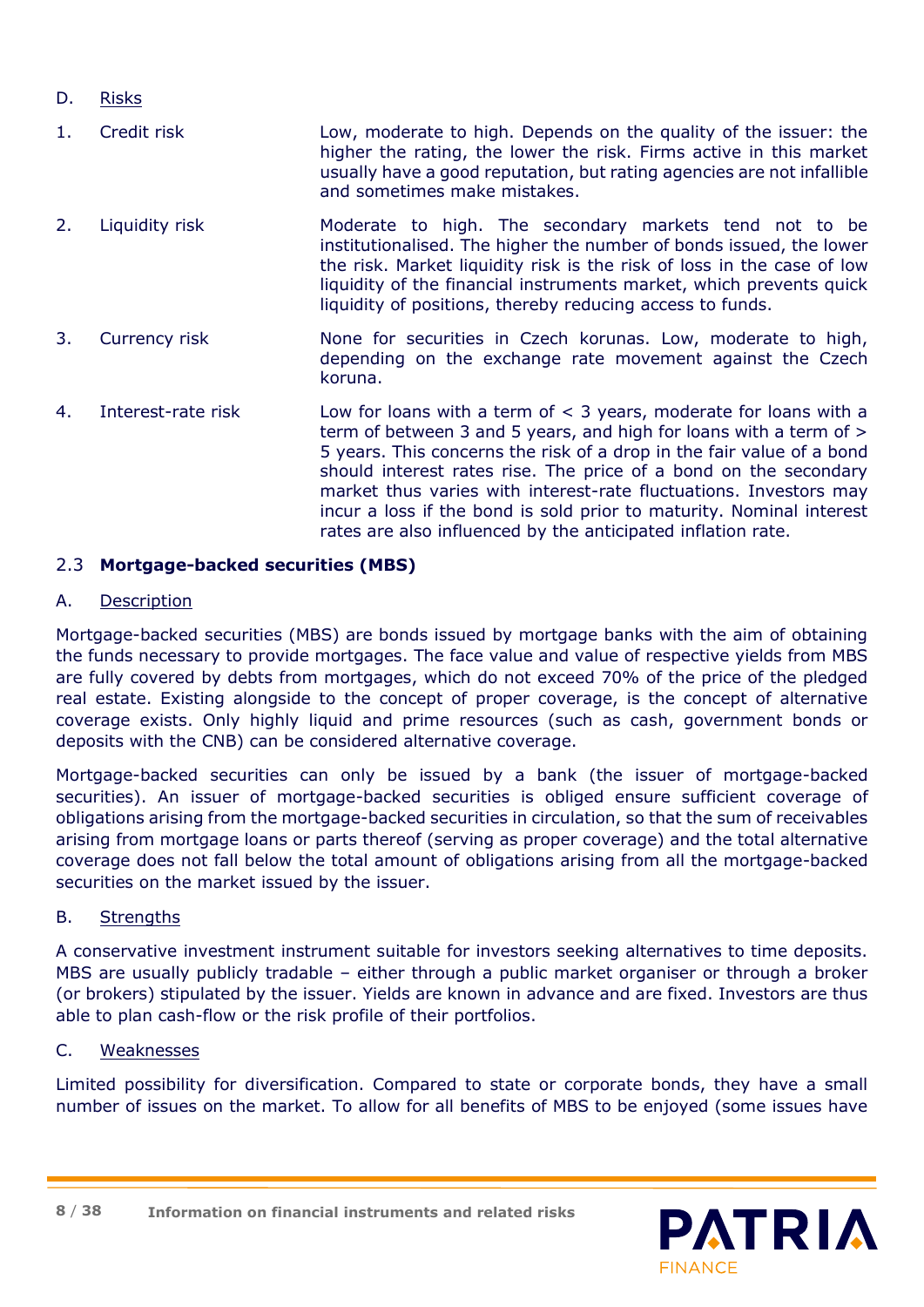D. Risks

1. Credit risk — Low, moderate to high. Depends on the quality of the issuer: the higher the rating, the lower the risk. Firms active in this market usually have a good reputation, but rating agencies are not infallible and sometimes make mistakes.

2. Liquidity risk — Moderate to high. The secondary markets tend not to be institutionalised. The higher the number of bonds issued, the lower the risk. Market liquidity risk is the risk of loss in the case of low liquidity of the financial instruments market, which prevents quick liquidity of positions, thereby reducing access to funds.

3. Currency risk — None for securities in Czech korunas. Low, moderate to high, depending on the exchange rate movement against the Czech koruna.

4. Interest-rate risk — Low for loans with a term of < 3 years, moderate for loans with a term of between 3 and 5 years, and high for loans with a term of > 5 years. This concerns the risk of a drop in the fair value of a bond should interest rates rise. The price of a bond on the secondary market thus varies with interest-rate fluctuations. Investors may incur a loss if the bond is sold prior to maturity. Nominal interest rates are also influenced by the anticipated inflation rate.

## 2.3 Mortgage-backed securities (MBS)

A. Description

Mortgage-backed securities (MBS) are bonds issued by mortgage banks with the aim of obtaining the funds necessary to provide mortgages. The face value and value of respective yields from MBS are fully covered by debts from mortgages, which do not exceed 70% of the price of the pledged real estate. Existing alongside to the concept of proper coverage, is the concept of alternative coverage exists. Only highly liquid and prime resources (such as cash, government bonds or deposits with the CNB) can be considered alternative coverage.

Mortgage-backed securities can only be issued by a bank (the issuer of mortgage-backed securities). An issuer of mortgage-backed securities is obliged ensure sufficient coverage of obligations arising from the mortgage-backed securities in circulation, so that the sum of receivables arising from mortgage loans or parts thereof (serving as proper coverage) and the total alternative coverage does not fall below the total amount of obligations arising from all the mortgage-backed securities on the market issued by the issuer.

B. Strengths

A conservative investment instrument suitable for investors seeking alternatives to time deposits. MBS are usually publicly tradable – either through a public market organiser or through a broker (or brokers) stipulated by the issuer. Yields are known in advance and are fixed. Investors are thus able to plan cash-flow or the risk profile of their portfolios.

C. Weaknesses

Limited possibility for diversification. Compared to state or corporate bonds, they have a small number of issues on the market. To allow for all benefits of MBS to be enjoyed (some issues have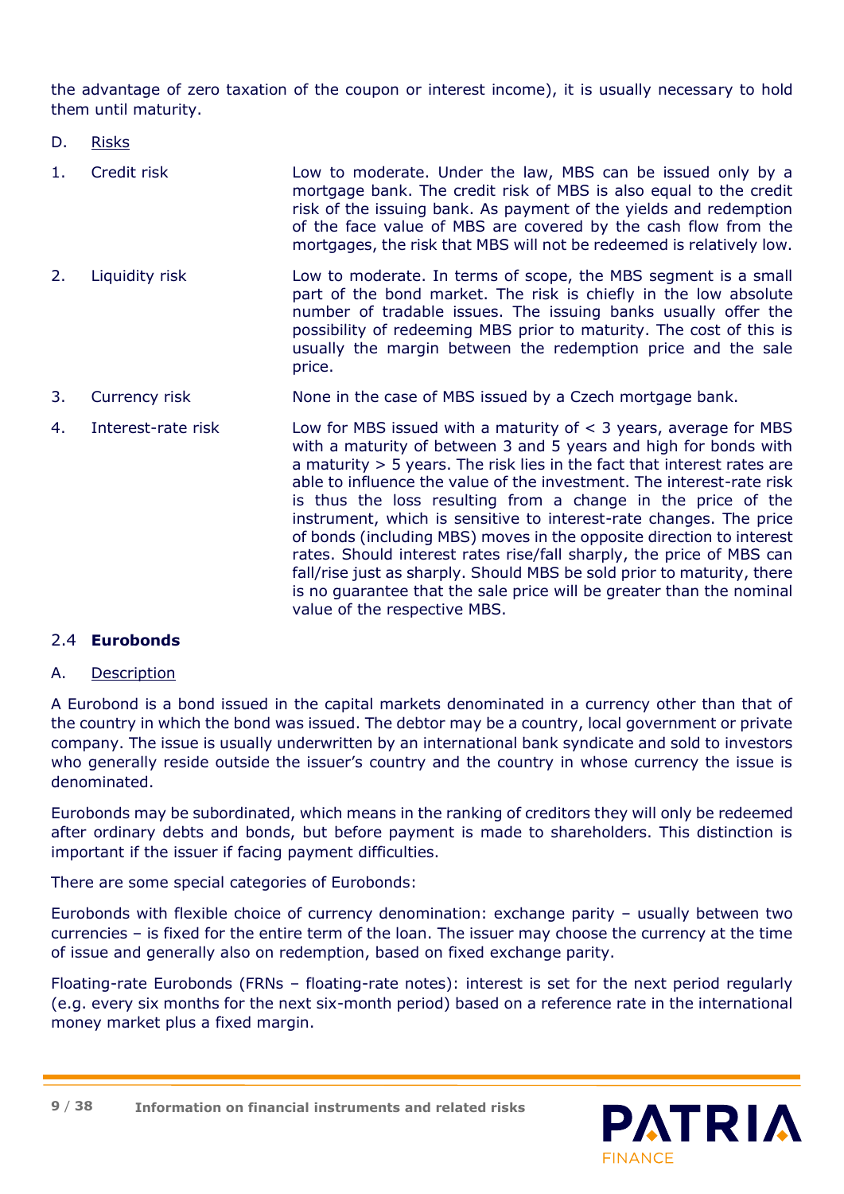the advantage of zero taxation of the coupon or interest income), it is usually necessary to hold them until maturity.

D. Risks

| | | |
|---|---|---|
| 1. | Credit risk | Low to moderate. Under the law, MBS can be issued only by a mortgage bank. The credit risk of MBS is also equal to the credit risk of the issuing bank. As payment of the yields and redemption of the face value of MBS are covered by the cash flow from the mortgages, the risk that MBS will not be redeemed is relatively low. |
| 2. | Liquidity risk | Low to moderate. In terms of scope, the MBS segment is a small part of the bond market. The risk is chiefly in the low absolute number of tradable issues. The issuing banks usually offer the possibility of redeeming MBS prior to maturity. The cost of this is usually the margin between the redemption price and the sale price. |
| 3. | Currency risk | None in the case of MBS issued by a Czech mortgage bank. |
| 4. | Interest-rate risk | Low for MBS issued with a maturity of < 3 years, average for MBS with a maturity of between 3 and 5 years and high for bonds with a maturity > 5 years. The risk lies in the fact that interest rates are able to influence the value of the investment. The interest-rate risk is thus the loss resulting from a change in the price of the instrument, which is sensitive to interest-rate changes. The price of bonds (including MBS) moves in the opposite direction to interest rates. Should interest rates rise/fall sharply, the price of MBS can fall/rise just as sharply. Should MBS be sold prior to maturity, there is no guarantee that the sale price will be greater than the nominal value of the respective MBS. |

## 2.4 **Eurobonds**

A. Description

A Eurobond is a bond issued in the capital markets denominated in a currency other than that of the country in which the bond was issued. The debtor may be a country, local government or private company. The issue is usually underwritten by an international bank syndicate and sold to investors who generally reside outside the issuer's country and the country in whose currency the issue is denominated.

Eurobonds may be subordinated, which means in the ranking of creditors they will only be redeemed after ordinary debts and bonds, but before payment is made to shareholders. This distinction is important if the issuer if facing payment difficulties.

There are some special categories of Eurobonds:

Eurobonds with flexible choice of currency denomination: exchange parity – usually between two currencies – is fixed for the entire term of the loan. The issuer may choose the currency at the time of issue and generally also on redemption, based on fixed exchange parity.

Floating-rate Eurobonds (FRNs – floating-rate notes): interest is set for the next period regularly (e.g. every six months for the next six-month period) based on a reference rate in the international money market plus a fixed margin.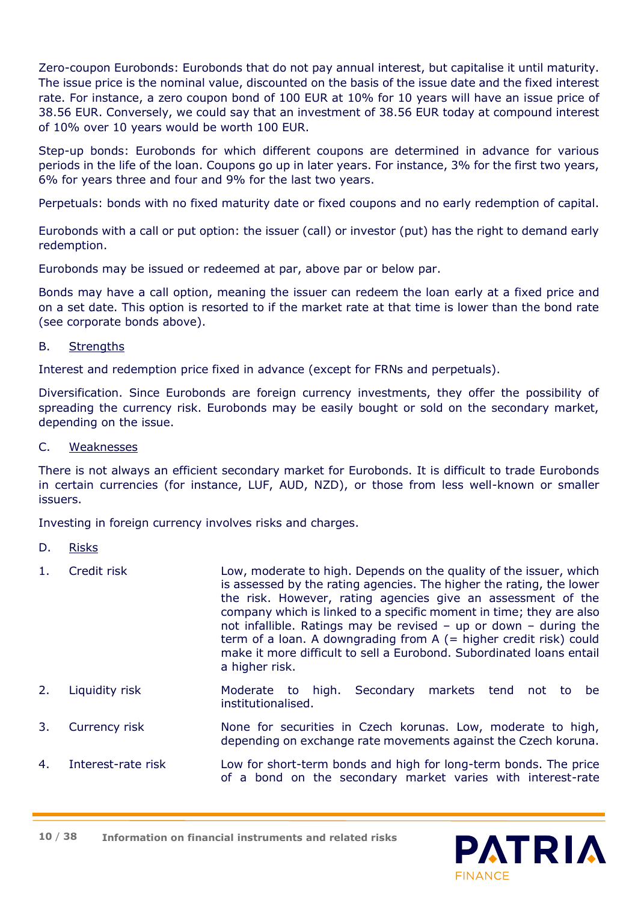Zero-coupon Eurobonds: Eurobonds that do not pay annual interest, but capitalise it until maturity. The issue price is the nominal value, discounted on the basis of the issue date and the fixed interest rate. For instance, a zero coupon bond of 100 EUR at 10% for 10 years will have an issue price of 38.56 EUR. Conversely, we could say that an investment of 38.56 EUR today at compound interest of 10% over 10 years would be worth 100 EUR.

Step-up bonds: Eurobonds for which different coupons are determined in advance for various periods in the life of the loan. Coupons go up in later years. For instance, 3% for the first two years, 6% for years three and four and 9% for the last two years.

Perpetuals: bonds with no fixed maturity date or fixed coupons and no early redemption of capital.

Eurobonds with a call or put option: the issuer (call) or investor (put) has the right to demand early redemption.

Eurobonds may be issued or redeemed at par, above par or below par.

Bonds may have a call option, meaning the issuer can redeem the loan early at a fixed price and on a set date. This option is resorted to if the market rate at that time is lower than the bond rate (see corporate bonds above).

B. Strengths

Interest and redemption price fixed in advance (except for FRNs and perpetuals).

Diversification. Since Eurobonds are foreign currency investments, they offer the possibility of spreading the currency risk. Eurobonds may be easily bought or sold on the secondary market, depending on the issue.

C. Weaknesses

There is not always an efficient secondary market for Eurobonds. It is difficult to trade Eurobonds in certain currencies (for instance, LUF, AUD, NZD), or those from less well-known or smaller issuers.

Investing in foreign currency involves risks and charges.

D. Risks

1. Credit risk — Low, moderate to high. Depends on the quality of the issuer, which is assessed by the rating agencies. The higher the rating, the lower the risk. However, rating agencies give an assessment of the company which is linked to a specific moment in time; they are also not infallible. Ratings may be revised – up or down – during the term of a loan. A downgrading from A (= higher credit risk) could make it more difficult to sell a Eurobond. Subordinated loans entail a higher risk.

2. Liquidity risk — Moderate to high. Secondary markets tend not to be institutionalised.

3. Currency risk — None for securities in Czech korunas. Low, moderate to high, depending on exchange rate movements against the Czech koruna.

4. Interest-rate risk — Low for short-term bonds and high for long-term bonds. The price of a bond on the secondary market varies with interest-rate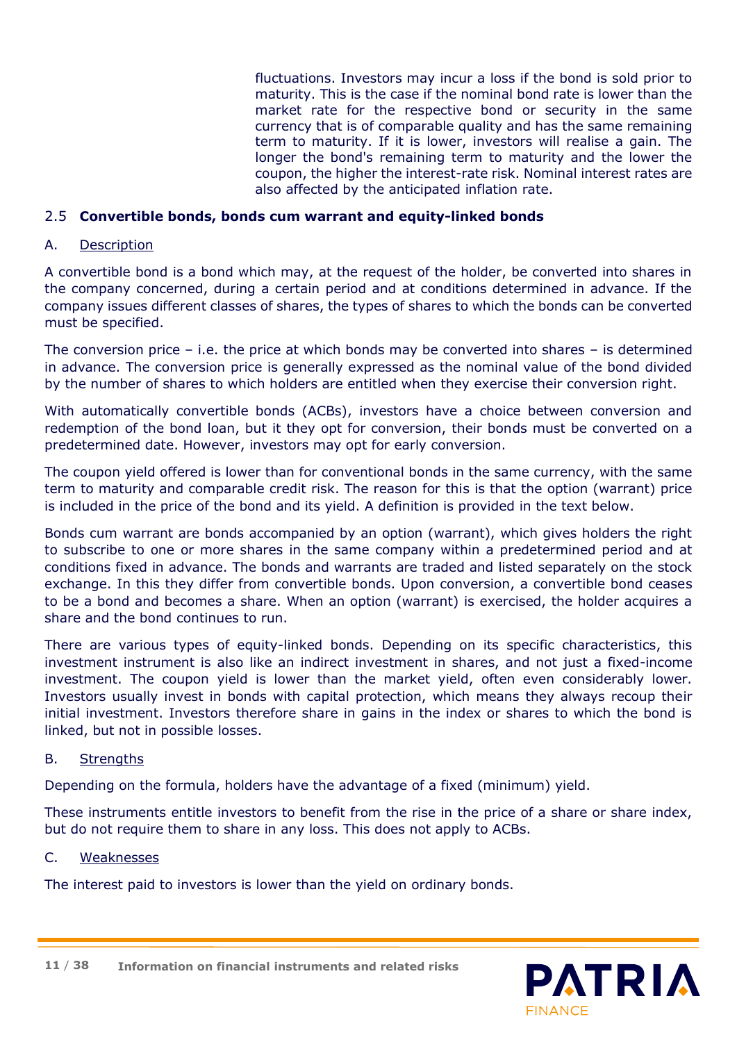fluctuations. Investors may incur a loss if the bond is sold prior to maturity. This is the case if the nominal bond rate is lower than the market rate for the respective bond or security in the same currency that is of comparable quality and has the same remaining term to maturity. If it is lower, investors will realise a gain. The longer the bond's remaining term to maturity and the lower the coupon, the higher the interest-rate risk. Nominal interest rates are also affected by the anticipated inflation rate.

## 2.5 Convertible bonds, bonds cum warrant and equity-linked bonds

### A. Description

A convertible bond is a bond which may, at the request of the holder, be converted into shares in the company concerned, during a certain period and at conditions determined in advance. If the company issues different classes of shares, the types of shares to which the bonds can be converted must be specified.

The conversion price – i.e. the price at which bonds may be converted into shares – is determined in advance. The conversion price is generally expressed as the nominal value of the bond divided by the number of shares to which holders are entitled when they exercise their conversion right.

With automatically convertible bonds (ACBs), investors have a choice between conversion and redemption of the bond loan, but it they opt for conversion, their bonds must be converted on a predetermined date. However, investors may opt for early conversion.

The coupon yield offered is lower than for conventional bonds in the same currency, with the same term to maturity and comparable credit risk. The reason for this is that the option (warrant) price is included in the price of the bond and its yield. A definition is provided in the text below.

Bonds cum warrant are bonds accompanied by an option (warrant), which gives holders the right to subscribe to one or more shares in the same company within a predetermined period and at conditions fixed in advance. The bonds and warrants are traded and listed separately on the stock exchange. In this they differ from convertible bonds. Upon conversion, a convertible bond ceases to be a bond and becomes a share. When an option (warrant) is exercised, the holder acquires a share and the bond continues to run.

There are various types of equity-linked bonds. Depending on its specific characteristics, this investment instrument is also like an indirect investment in shares, and not just a fixed-income investment. The coupon yield is lower than the market yield, often even considerably lower. Investors usually invest in bonds with capital protection, which means they always recoup their initial investment. Investors therefore share in gains in the index or shares to which the bond is linked, but not in possible losses.

### B. Strengths

Depending on the formula, holders have the advantage of a fixed (minimum) yield.

These instruments entitle investors to benefit from the rise in the price of a share or share index, but do not require them to share in any loss. This does not apply to ACBs.

### C. Weaknesses

The interest paid to investors is lower than the yield on ordinary bonds.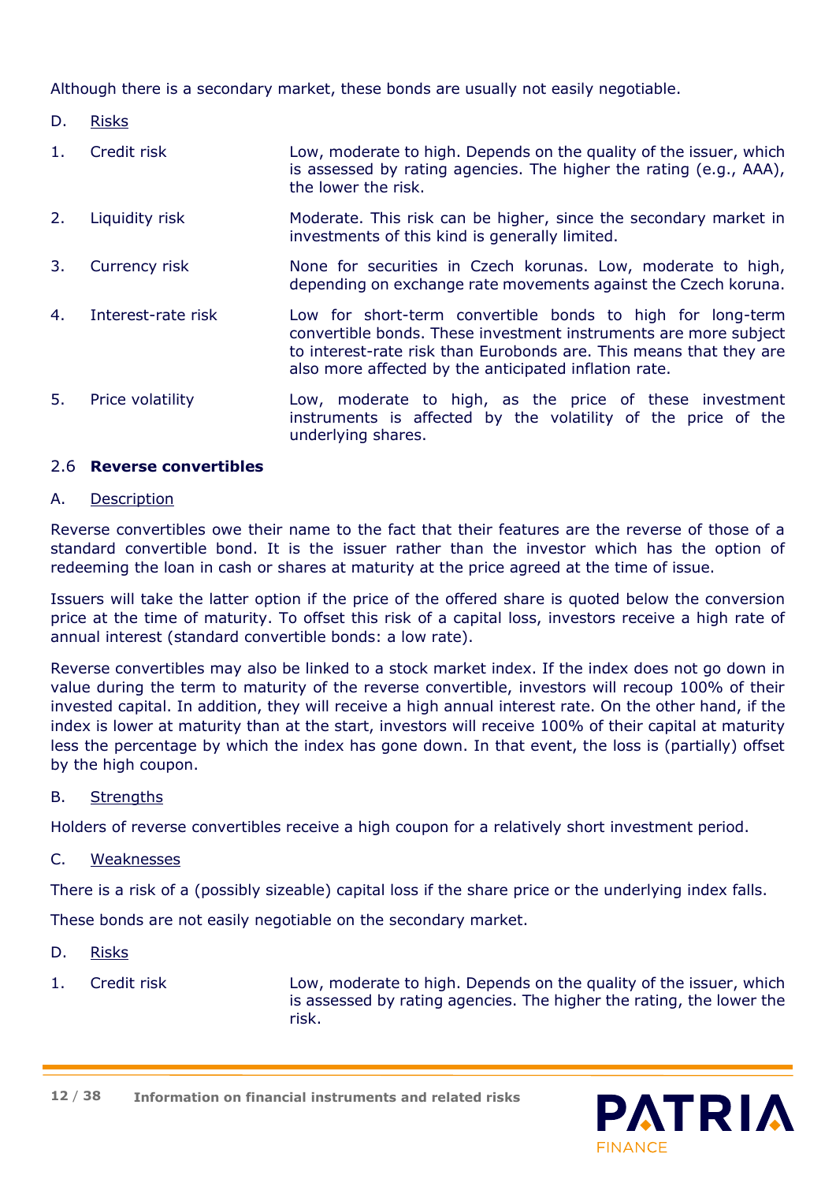Although there is a secondary market, these bonds are usually not easily negotiable.

D. Risks

| | | |
|---|---|---|
| 1. | Credit risk | Low, moderate to high. Depends on the quality of the issuer, which is assessed by rating agencies. The higher the rating (e.g., AAA), the lower the risk. |
| 2. | Liquidity risk | Moderate. This risk can be higher, since the secondary market in investments of this kind is generally limited. |
| 3. | Currency risk | None for securities in Czech korunas. Low, moderate to high, depending on exchange rate movements against the Czech koruna. |
| 4. | Interest-rate risk | Low for short-term convertible bonds to high for long-term convertible bonds. These investment instruments are more subject to interest-rate risk than Eurobonds are. This means that they are also more affected by the anticipated inflation rate. |
| 5. | Price volatility | Low, moderate to high, as the price of these investment instruments is affected by the volatility of the price of the underlying shares. |

## 2.6 Reverse convertibles

A. Description

Reverse convertibles owe their name to the fact that their features are the reverse of those of a standard convertible bond. It is the issuer rather than the investor which has the option of redeeming the loan in cash or shares at maturity at the price agreed at the time of issue.

Issuers will take the latter option if the price of the offered share is quoted below the conversion price at the time of maturity. To offset this risk of a capital loss, investors receive a high rate of annual interest (standard convertible bonds: a low rate).

Reverse convertibles may also be linked to a stock market index. If the index does not go down in value during the term to maturity of the reverse convertible, investors will recoup 100% of their invested capital. In addition, they will receive a high annual interest rate. On the other hand, if the index is lower at maturity than at the start, investors will receive 100% of their capital at maturity less the percentage by which the index has gone down. In that event, the loss is (partially) offset by the high coupon.

B. Strengths

Holders of reverse convertibles receive a high coupon for a relatively short investment period.

C. Weaknesses

There is a risk of a (possibly sizeable) capital loss if the share price or the underlying index falls.

These bonds are not easily negotiable on the secondary market.

D. Risks

| | | |
|---|---|---|
| 1. | Credit risk | Low, moderate to high. Depends on the quality of the issuer, which is assessed by rating agencies. The higher the rating, the lower the risk. |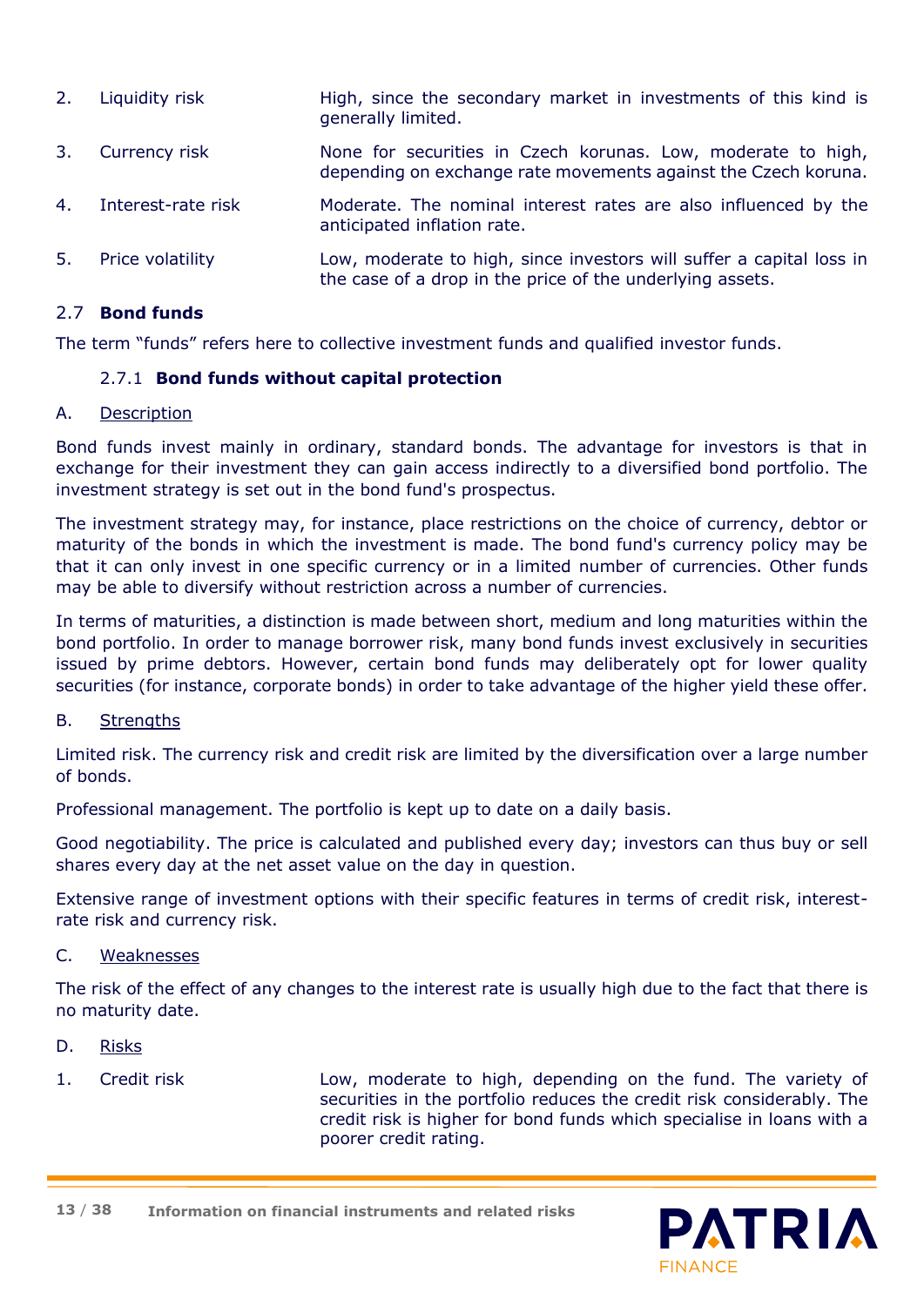2. Liquidity risk — High, since the secondary market in investments of this kind is generally limited.

3. Currency risk — None for securities in Czech korunas. Low, moderate to high, depending on exchange rate movements against the Czech koruna.

4. Interest-rate risk — Moderate. The nominal interest rates are also influenced by the anticipated inflation rate.

5. Price volatility — Low, moderate to high, since investors will suffer a capital loss in the case of a drop in the price of the underlying assets.

## 2.7 **Bond funds**

The term "funds" refers here to collective investment funds and qualified investor funds.

### 2.7.1 **Bond funds without capital protection**

A. Description

Bond funds invest mainly in ordinary, standard bonds. The advantage for investors is that in exchange for their investment they can gain access indirectly to a diversified bond portfolio. The investment strategy is set out in the bond fund's prospectus.

The investment strategy may, for instance, place restrictions on the choice of currency, debtor or maturity of the bonds in which the investment is made. The bond fund's currency policy may be that it can only invest in one specific currency or in a limited number of currencies. Other funds may be able to diversify without restriction across a number of currencies.

In terms of maturities, a distinction is made between short, medium and long maturities within the bond portfolio. In order to manage borrower risk, many bond funds invest exclusively in securities issued by prime debtors. However, certain bond funds may deliberately opt for lower quality securities (for instance, corporate bonds) in order to take advantage of the higher yield these offer.

B. Strengths

Limited risk. The currency risk and credit risk are limited by the diversification over a large number of bonds.

Professional management. The portfolio is kept up to date on a daily basis.

Good negotiability. The price is calculated and published every day; investors can thus buy or sell shares every day at the net asset value on the day in question.

Extensive range of investment options with their specific features in terms of credit risk, interest-rate risk and currency risk.

C. Weaknesses

The risk of the effect of any changes to the interest rate is usually high due to the fact that there is no maturity date.

D. Risks

1. Credit risk — Low, moderate to high, depending on the fund. The variety of securities in the portfolio reduces the credit risk considerably. The credit risk is higher for bond funds which specialise in loans with a poorer credit rating.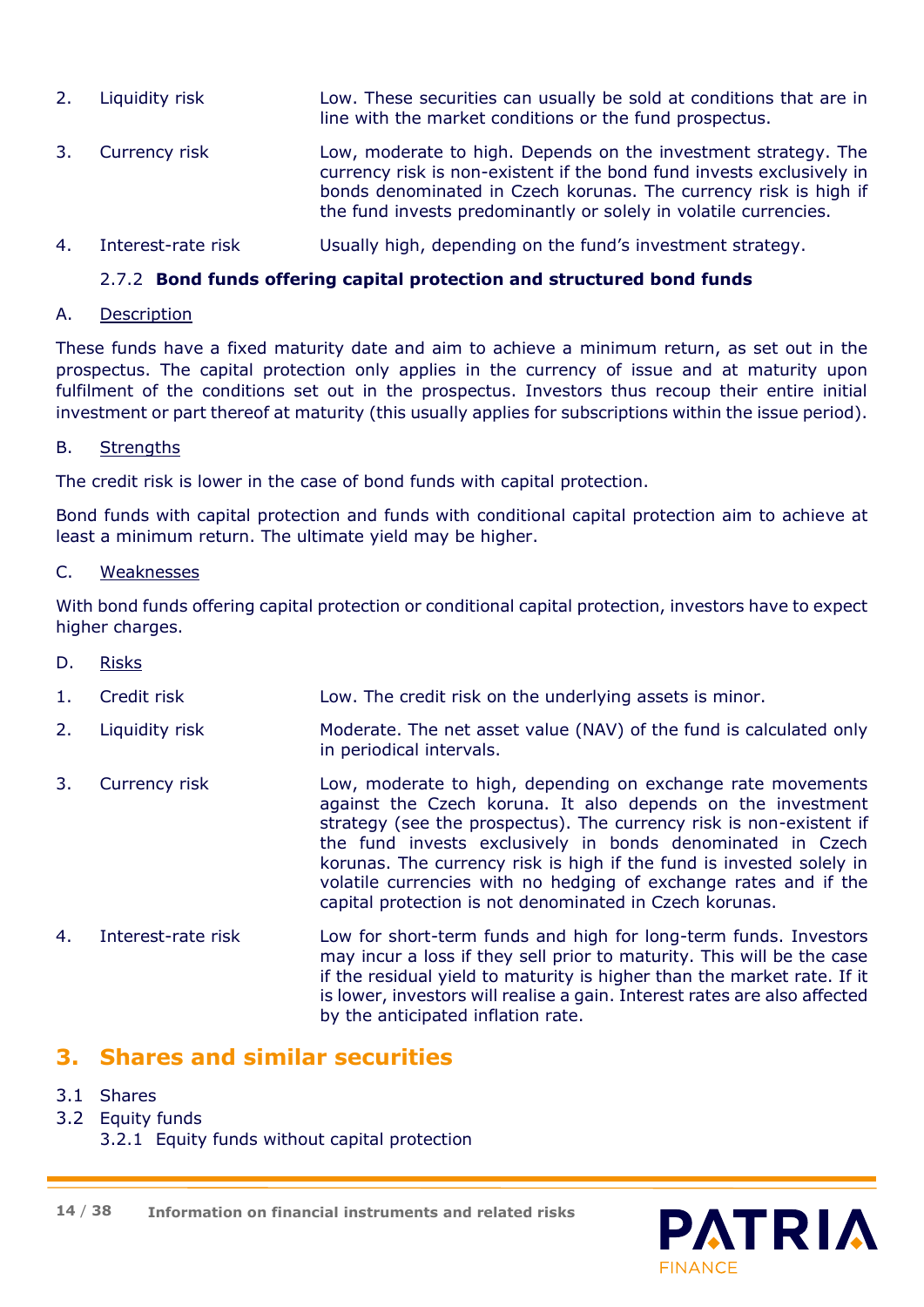| | | |
|---|---|---|
| 2. | Liquidity risk | Low. These securities can usually be sold at conditions that are in line with the market conditions or the fund prospectus. |
| 3. | Currency risk | Low, moderate to high. Depends on the investment strategy. The currency risk is non-existent if the bond fund invests exclusively in bonds denominated in Czech korunas. The currency risk is high if the fund invests predominantly or solely in volatile currencies. |
| 4. | Interest-rate risk | Usually high, depending on the fund's investment strategy. |

### 2.7.2 **Bond funds offering capital protection and structured bond funds**

A. Description

These funds have a fixed maturity date and aim to achieve a minimum return, as set out in the prospectus. The capital protection only applies in the currency of issue and at maturity upon fulfilment of the conditions set out in the prospectus. Investors thus recoup their entire initial investment or part thereof at maturity (this usually applies for subscriptions within the issue period).

B. Strengths

The credit risk is lower in the case of bond funds with capital protection.

Bond funds with capital protection and funds with conditional capital protection aim to achieve at least a minimum return. The ultimate yield may be higher.

C. Weaknesses

With bond funds offering capital protection or conditional capital protection, investors have to expect higher charges.

D. Risks

| | | |
|---|---|---|
| 1. | Credit risk | Low. The credit risk on the underlying assets is minor. |
| 2. | Liquidity risk | Moderate. The net asset value (NAV) of the fund is calculated only in periodical intervals. |
| 3. | Currency risk | Low, moderate to high, depending on exchange rate movements against the Czech koruna. It also depends on the investment strategy (see the prospectus). The currency risk is non-existent if the fund invests exclusively in bonds denominated in Czech korunas. The currency risk is high if the fund is invested solely in volatile currencies with no hedging of exchange rates and if the capital protection is not denominated in Czech korunas. |
| 4. | Interest-rate risk | Low for short-term funds and high for long-term funds. Investors may incur a loss if they sell prior to maturity. This will be the case if the residual yield to maturity is higher than the market rate. If it is lower, investors will realise a gain. Interest rates are also affected by the anticipated inflation rate. |

## 3. Shares and similar securities

3.1 Shares
3.2 Equity funds
3.2.1 Equity funds without capital protection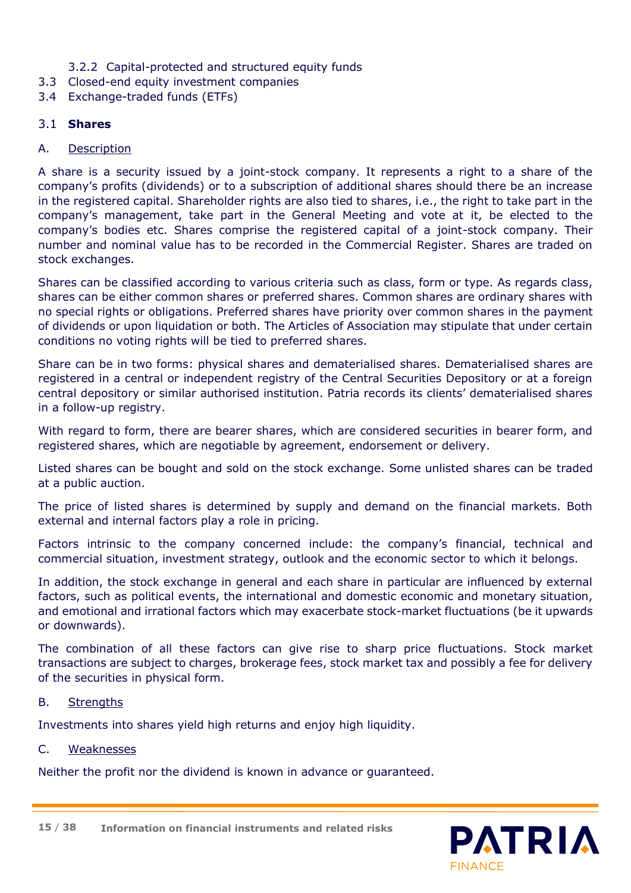3.2.2 Capital-protected and structured equity funds

3.3 Closed-end equity investment companies

3.4 Exchange-traded funds (ETFs)

## 3.1 **Shares**

### A. Description

A share is a security issued by a joint-stock company. It represents a right to a share of the company's profits (dividends) or to a subscription of additional shares should there be an increase in the registered capital. Shareholder rights are also tied to shares, i.e., the right to take part in the company's management, take part in the General Meeting and vote at it, be elected to the company's bodies etc. Shares comprise the registered capital of a joint-stock company. Their number and nominal value has to be recorded in the Commercial Register. Shares are traded on stock exchanges.

Shares can be classified according to various criteria such as class, form or type. As regards class, shares can be either common shares or preferred shares. Common shares are ordinary shares with no special rights or obligations. Preferred shares have priority over common shares in the payment of dividends or upon liquidation or both. The Articles of Association may stipulate that under certain conditions no voting rights will be tied to preferred shares.

Share can be in two forms: physical shares and dematerialised shares. Dematerialised shares are registered in a central or independent registry of the Central Securities Depository or at a foreign central depository or similar authorised institution. Patria records its clients' dematerialised shares in a follow-up registry.

With regard to form, there are bearer shares, which are considered securities in bearer form, and registered shares, which are negotiable by agreement, endorsement or delivery.

Listed shares can be bought and sold on the stock exchange. Some unlisted shares can be traded at a public auction.

The price of listed shares is determined by supply and demand on the financial markets. Both external and internal factors play a role in pricing.

Factors intrinsic to the company concerned include: the company's financial, technical and commercial situation, investment strategy, outlook and the economic sector to which it belongs.

In addition, the stock exchange in general and each share in particular are influenced by external factors, such as political events, the international and domestic economic and monetary situation, and emotional and irrational factors which may exacerbate stock-market fluctuations (be it upwards or downwards).

The combination of all these factors can give rise to sharp price fluctuations. Stock market transactions are subject to charges, brokerage fees, stock market tax and possibly a fee for delivery of the securities in physical form.

### B. Strengths

Investments into shares yield high returns and enjoy high liquidity.

### C. Weaknesses

Neither the profit nor the dividend is known in advance or guaranteed.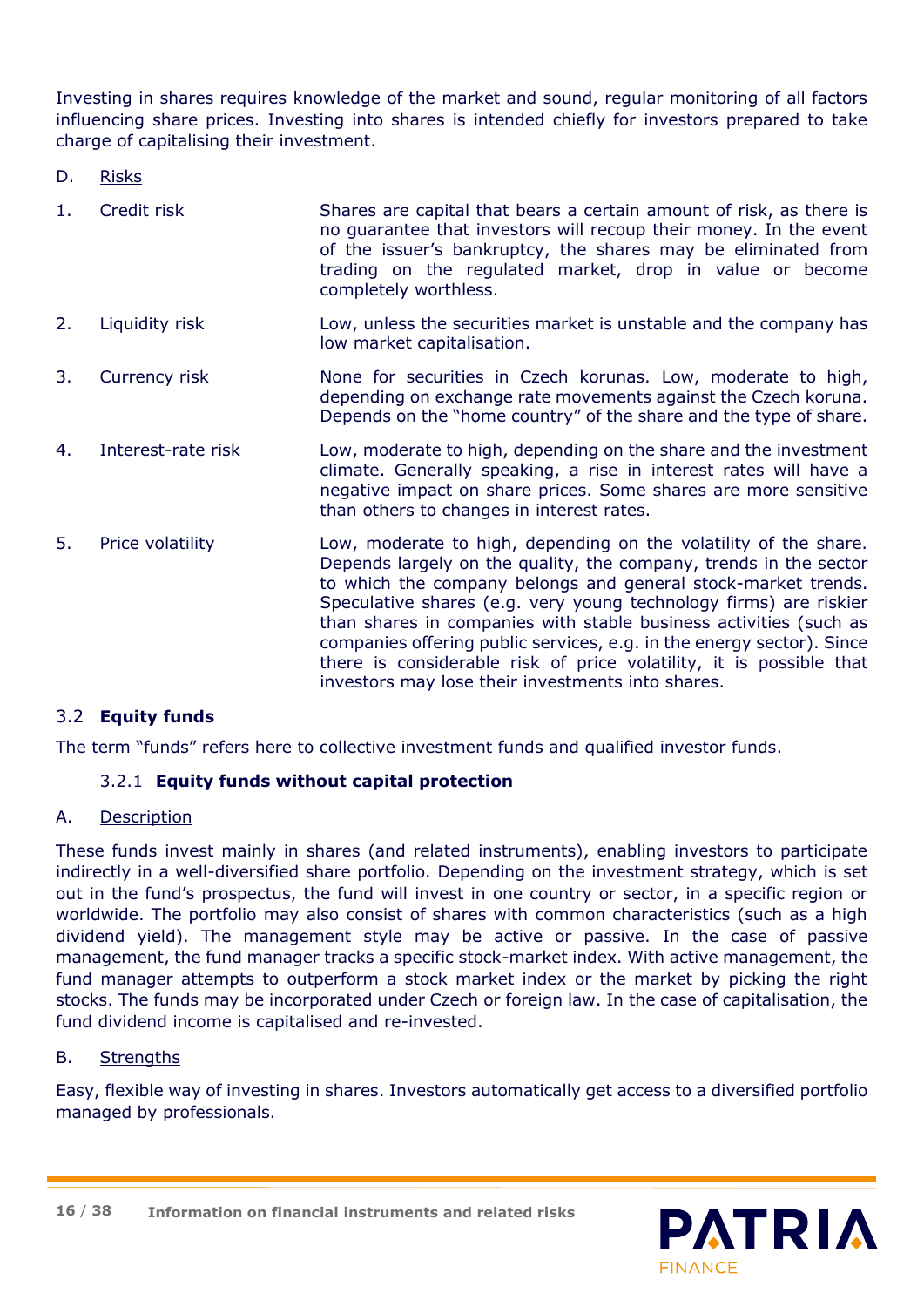Investing in shares requires knowledge of the market and sound, regular monitoring of all factors influencing share prices. Investing into shares is intended chiefly for investors prepared to take charge of capitalising their investment.

D. Risks

| | | |
|---|---|---|
| 1. | Credit risk | Shares are capital that bears a certain amount of risk, as there is no guarantee that investors will recoup their money. In the event of the issuer's bankruptcy, the shares may be eliminated from trading on the regulated market, drop in value or become completely worthless. |
| 2. | Liquidity risk | Low, unless the securities market is unstable and the company has low market capitalisation. |
| 3. | Currency risk | None for securities in Czech korunas. Low, moderate to high, depending on exchange rate movements against the Czech koruna. Depends on the "home country" of the share and the type of share. |
| 4. | Interest-rate risk | Low, moderate to high, depending on the share and the investment climate. Generally speaking, a rise in interest rates will have a negative impact on share prices. Some shares are more sensitive than others to changes in interest rates. |
| 5. | Price volatility | Low, moderate to high, depending on the volatility of the share. Depends largely on the quality, the company, trends in the sector to which the company belongs and general stock-market trends. Speculative shares (e.g. very young technology firms) are riskier than shares in companies with stable business activities (such as companies offering public services, e.g. in the energy sector). Since there is considerable risk of price volatility, it is possible that investors may lose their investments into shares. |

## 3.2 **Equity funds**

The term "funds" refers here to collective investment funds and qualified investor funds.

### 3.2.1 **Equity funds without capital protection**

A. Description

These funds invest mainly in shares (and related instruments), enabling investors to participate indirectly in a well-diversified share portfolio. Depending on the investment strategy, which is set out in the fund's prospectus, the fund will invest in one country or sector, in a specific region or worldwide. The portfolio may also consist of shares with common characteristics (such as a high dividend yield). The management style may be active or passive. In the case of passive management, the fund manager tracks a specific stock-market index. With active management, the fund manager attempts to outperform a stock market index or the market by picking the right stocks. The funds may be incorporated under Czech or foreign law. In the case of capitalisation, the fund dividend income is capitalised and re-invested.

B. Strengths

Easy, flexible way of investing in shares. Investors automatically get access to a diversified portfolio managed by professionals.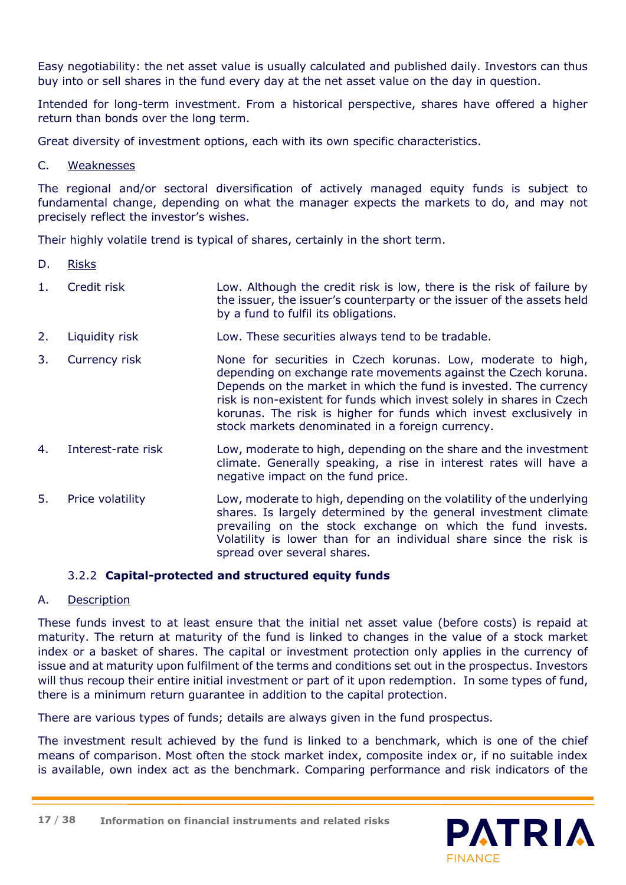Easy negotiability: the net asset value is usually calculated and published daily. Investors can thus buy into or sell shares in the fund every day at the net asset value on the day in question.

Intended for long-term investment. From a historical perspective, shares have offered a higher return than bonds over the long term.

Great diversity of investment options, each with its own specific characteristics.

C. Weaknesses

The regional and/or sectoral diversification of actively managed equity funds is subject to fundamental change, depending on what the manager expects the markets to do, and may not precisely reflect the investor's wishes.

Their highly volatile trend is typical of shares, certainly in the short term.

D. Risks

| | | |
|---|---|---|
| 1. | Credit risk | Low. Although the credit risk is low, there is the risk of failure by the issuer, the issuer's counterparty or the issuer of the assets held by a fund to fulfil its obligations. |
| 2. | Liquidity risk | Low. These securities always tend to be tradable. |
| 3. | Currency risk | None for securities in Czech korunas. Low, moderate to high, depending on exchange rate movements against the Czech koruna. Depends on the market in which the fund is invested. The currency risk is non-existent for funds which invest solely in shares in Czech korunas. The risk is higher for funds which invest exclusively in stock markets denominated in a foreign currency. |
| 4. | Interest-rate risk | Low, moderate to high, depending on the share and the investment climate. Generally speaking, a rise in interest rates will have a negative impact on the fund price. |
| 5. | Price volatility | Low, moderate to high, depending on the volatility of the underlying shares. Is largely determined by the general investment climate prevailing on the stock exchange on which the fund invests. Volatility is lower than for an individual share since the risk is spread over several shares. |

### 3.2.2 Capital-protected and structured equity funds

A. Description

These funds invest to at least ensure that the initial net asset value (before costs) is repaid at maturity. The return at maturity of the fund is linked to changes in the value of a stock market index or a basket of shares. The capital or investment protection only applies in the currency of issue and at maturity upon fulfilment of the terms and conditions set out in the prospectus. Investors will thus recoup their entire initial investment or part of it upon redemption. In some types of fund, there is a minimum return guarantee in addition to the capital protection.

There are various types of funds; details are always given in the fund prospectus.

The investment result achieved by the fund is linked to a benchmark, which is one of the chief means of comparison. Most often the stock market index, composite index or, if no suitable index is available, own index act as the benchmark. Comparing performance and risk indicators of the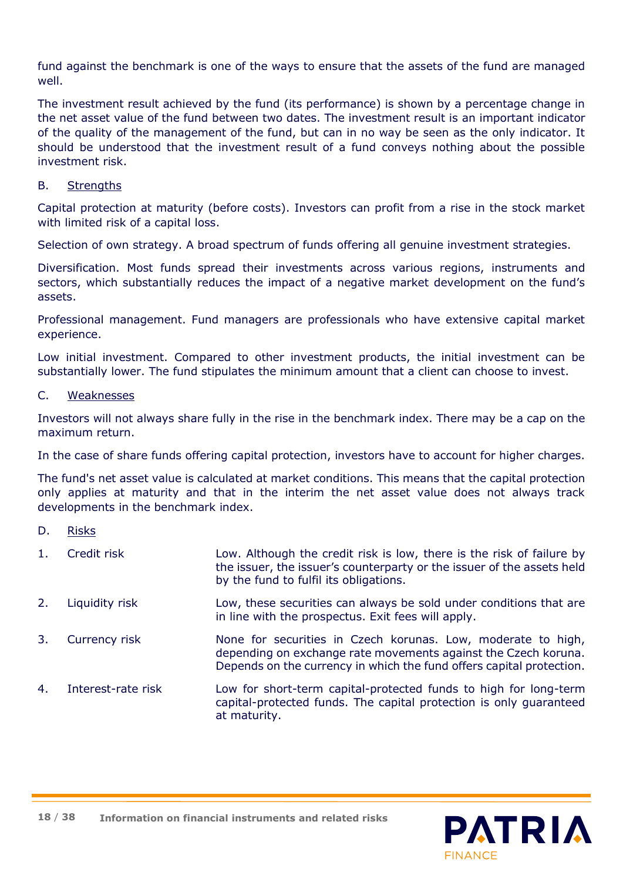fund against the benchmark is one of the ways to ensure that the assets of the fund are managed well.

The investment result achieved by the fund (its performance) is shown by a percentage change in the net asset value of the fund between two dates. The investment result is an important indicator of the quality of the management of the fund, but can in no way be seen as the only indicator. It should be understood that the investment result of a fund conveys nothing about the possible investment risk.

B. Strengths

Capital protection at maturity (before costs). Investors can profit from a rise in the stock market with limited risk of a capital loss.

Selection of own strategy. A broad spectrum of funds offering all genuine investment strategies.

Diversification. Most funds spread their investments across various regions, instruments and sectors, which substantially reduces the impact of a negative market development on the fund's assets.

Professional management. Fund managers are professionals who have extensive capital market experience.

Low initial investment. Compared to other investment products, the initial investment can be substantially lower. The fund stipulates the minimum amount that a client can choose to invest.

C. Weaknesses

Investors will not always share fully in the rise in the benchmark index. There may be a cap on the maximum return.

In the case of share funds offering capital protection, investors have to account for higher charges.

The fund's net asset value is calculated at market conditions. This means that the capital protection only applies at maturity and that in the interim the net asset value does not always track developments in the benchmark index.

D. Risks

| | | |
|---|---|---|
| 1. | Credit risk | Low. Although the credit risk is low, there is the risk of failure by the issuer, the issuer's counterparty or the issuer of the assets held by the fund to fulfil its obligations. |
| 2. | Liquidity risk | Low, these securities can always be sold under conditions that are in line with the prospectus. Exit fees will apply. |
| 3. | Currency risk | None for securities in Czech korunas. Low, moderate to high, depending on exchange rate movements against the Czech koruna. Depends on the currency in which the fund offers capital protection. |
| 4. | Interest-rate risk | Low for short-term capital-protected funds to high for long-term capital-protected funds. The capital protection is only guaranteed at maturity. |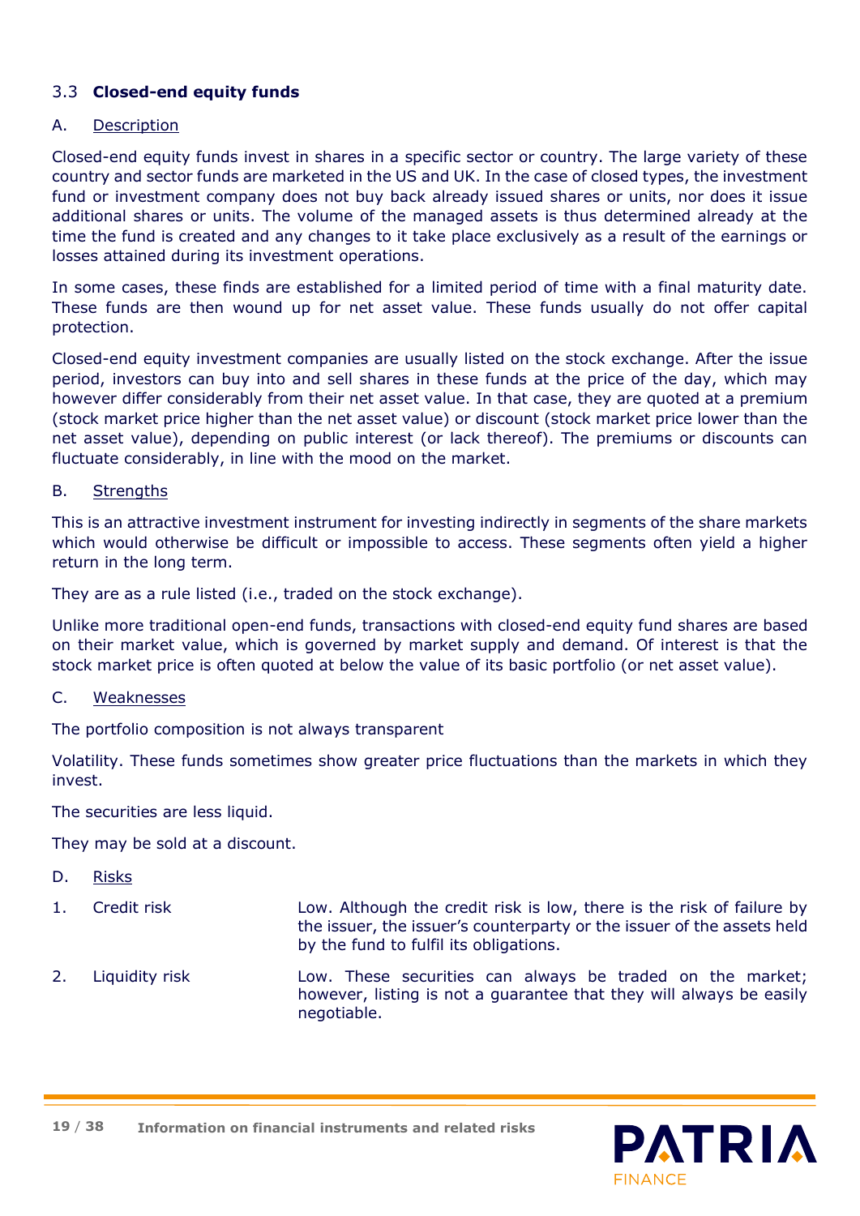### 3.3 **Closed-end equity funds**

A. <u>Description</u>

Closed-end equity funds invest in shares in a specific sector or country. The large variety of these country and sector funds are marketed in the US and UK. In the case of closed types, the investment fund or investment company does not buy back already issued shares or units, nor does it issue additional shares or units. The volume of the managed assets is thus determined already at the time the fund is created and any changes to it take place exclusively as a result of the earnings or losses attained during its investment operations.

In some cases, these finds are established for a limited period of time with a final maturity date. These funds are then wound up for net asset value. These funds usually do not offer capital protection.

Closed-end equity investment companies are usually listed on the stock exchange. After the issue period, investors can buy into and sell shares in these funds at the price of the day, which may however differ considerably from their net asset value. In that case, they are quoted at a premium (stock market price higher than the net asset value) or discount (stock market price lower than the net asset value), depending on public interest (or lack thereof). The premiums or discounts can fluctuate considerably, in line with the mood on the market.

B. <u>Strengths</u>

This is an attractive investment instrument for investing indirectly in segments of the share markets which would otherwise be difficult or impossible to access. These segments often yield a higher return in the long term.

They are as a rule listed (i.e., traded on the stock exchange).

Unlike more traditional open-end funds, transactions with closed-end equity fund shares are based on their market value, which is governed by market supply and demand. Of interest is that the stock market price is often quoted at below the value of its basic portfolio (or net asset value).

C. <u>Weaknesses</u>

The portfolio composition is not always transparent

Volatility. These funds sometimes show greater price fluctuations than the markets in which they invest.

The securities are less liquid.

They may be sold at a discount.

D. <u>Risks</u>

| | | |
|---|---|---|
| 1. | Credit risk | Low. Although the credit risk is low, there is the risk of failure by the issuer, the issuer's counterparty or the issuer of the assets held by the fund to fulfil its obligations. |
| 2. | Liquidity risk | Low. These securities can always be traded on the market; however, listing is not a guarantee that they will always be easily negotiable. |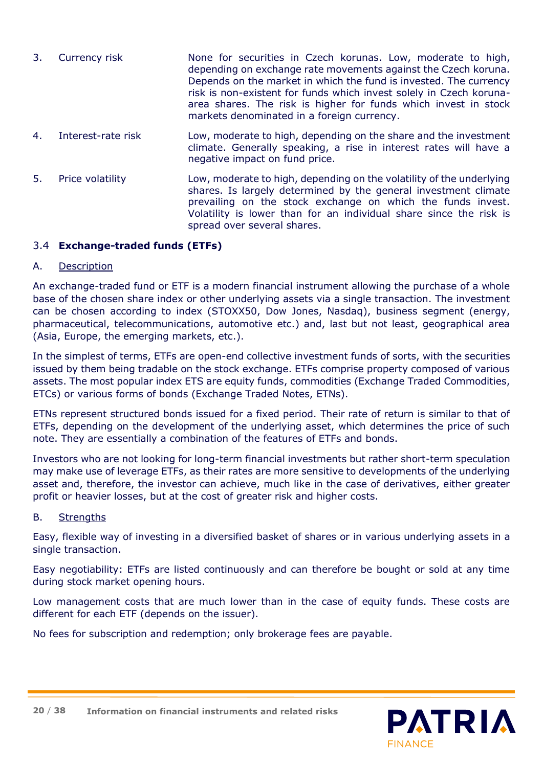| | | |
|---|---|---|
| 3. | Currency risk | None for securities in Czech korunas. Low, moderate to high, depending on exchange rate movements against the Czech koruna. Depends on the market in which the fund is invested. The currency risk is non-existent for funds which invest solely in Czech koruna-area shares. The risk is higher for funds which invest in stock markets denominated in a foreign currency. |
| 4. | Interest-rate risk | Low, moderate to high, depending on the share and the investment climate. Generally speaking, a rise in interest rates will have a negative impact on fund price. |
| 5. | Price volatility | Low, moderate to high, depending on the volatility of the underlying shares. Is largely determined by the general investment climate prevailing on the stock exchange on which the funds invest. Volatility is lower than for an individual share since the risk is spread over several shares. |

### 3.4 **Exchange-traded funds (ETFs)**

A. Description

An exchange-traded fund or ETF is a modern financial instrument allowing the purchase of a whole base of the chosen share index or other underlying assets via a single transaction. The investment can be chosen according to index (STOXX50, Dow Jones, Nasdaq), business segment (energy, pharmaceutical, telecommunications, automotive etc.) and, last but not least, geographical area (Asia, Europe, the emerging markets, etc.).

In the simplest of terms, ETFs are open-end collective investment funds of sorts, with the securities issued by them being tradable on the stock exchange. ETFs comprise property composed of various assets. The most popular index ETS are equity funds, commodities (Exchange Traded Commodities, ETCs) or various forms of bonds (Exchange Traded Notes, ETNs).

ETNs represent structured bonds issued for a fixed period. Their rate of return is similar to that of ETFs, depending on the development of the underlying asset, which determines the price of such note. They are essentially a combination of the features of ETFs and bonds.

Investors who are not looking for long-term financial investments but rather short-term speculation may make use of leverage ETFs, as their rates are more sensitive to developments of the underlying asset and, therefore, the investor can achieve, much like in the case of derivatives, either greater profit or heavier losses, but at the cost of greater risk and higher costs.

B. Strengths

Easy, flexible way of investing in a diversified basket of shares or in various underlying assets in a single transaction.

Easy negotiability: ETFs are listed continuously and can therefore be bought or sold at any time during stock market opening hours.

Low management costs that are much lower than in the case of equity funds. These costs are different for each ETF (depends on the issuer).

No fees for subscription and redemption; only brokerage fees are payable.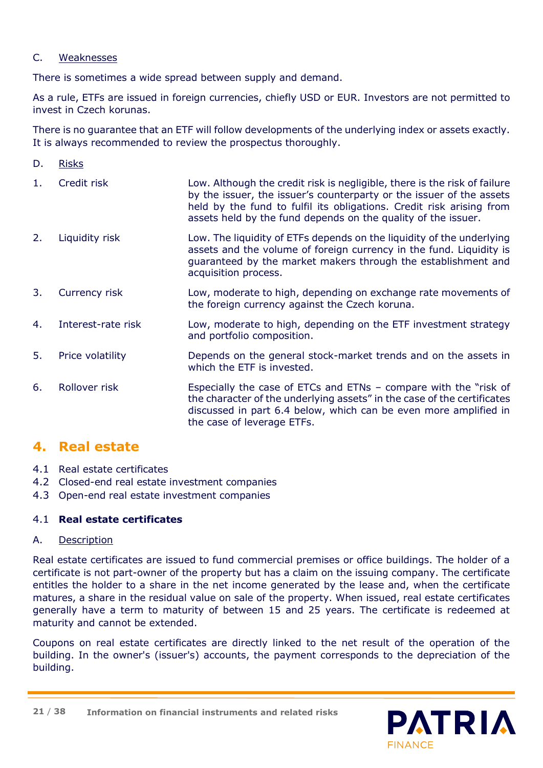C. Weaknesses

There is sometimes a wide spread between supply and demand.

As a rule, ETFs are issued in foreign currencies, chiefly USD or EUR. Investors are not permitted to invest in Czech korunas.

There is no guarantee that an ETF will follow developments of the underlying index or assets exactly. It is always recommended to review the prospectus thoroughly.

D. Risks

| | | |
|---|---|---|
| 1. | Credit risk | Low. Although the credit risk is negligible, there is the risk of failure by the issuer, the issuer's counterparty or the issuer of the assets held by the fund to fulfil its obligations. Credit risk arising from assets held by the fund depends on the quality of the issuer. |
| 2. | Liquidity risk | Low. The liquidity of ETFs depends on the liquidity of the underlying assets and the volume of foreign currency in the fund. Liquidity is guaranteed by the market makers through the establishment and acquisition process. |
| 3. | Currency risk | Low, moderate to high, depending on exchange rate movements of the foreign currency against the Czech koruna. |
| 4. | Interest-rate risk | Low, moderate to high, depending on the ETF investment strategy and portfolio composition. |
| 5. | Price volatility | Depends on the general stock-market trends and on the assets in which the ETF is invested. |
| 6. | Rollover risk | Especially the case of ETCs and ETNs – compare with the "risk of the character of the underlying assets" in the case of the certificates discussed in part 6.4 below, which can be even more amplified in the case of leverage ETFs. |

## 4. Real estate

4.1 Real estate certificates
4.2 Closed-end real estate investment companies
4.3 Open-end real estate investment companies

### 4.1 Real estate certificates

A. Description

Real estate certificates are issued to fund commercial premises or office buildings. The holder of a certificate is not part-owner of the property but has a claim on the issuing company. The certificate entitles the holder to a share in the net income generated by the lease and, when the certificate matures, a share in the residual value on sale of the property. When issued, real estate certificates generally have a term to maturity of between 15 and 25 years. The certificate is redeemed at maturity and cannot be extended.

Coupons on real estate certificates are directly linked to the net result of the operation of the building. In the owner's (issuer's) accounts, the payment corresponds to the depreciation of the building.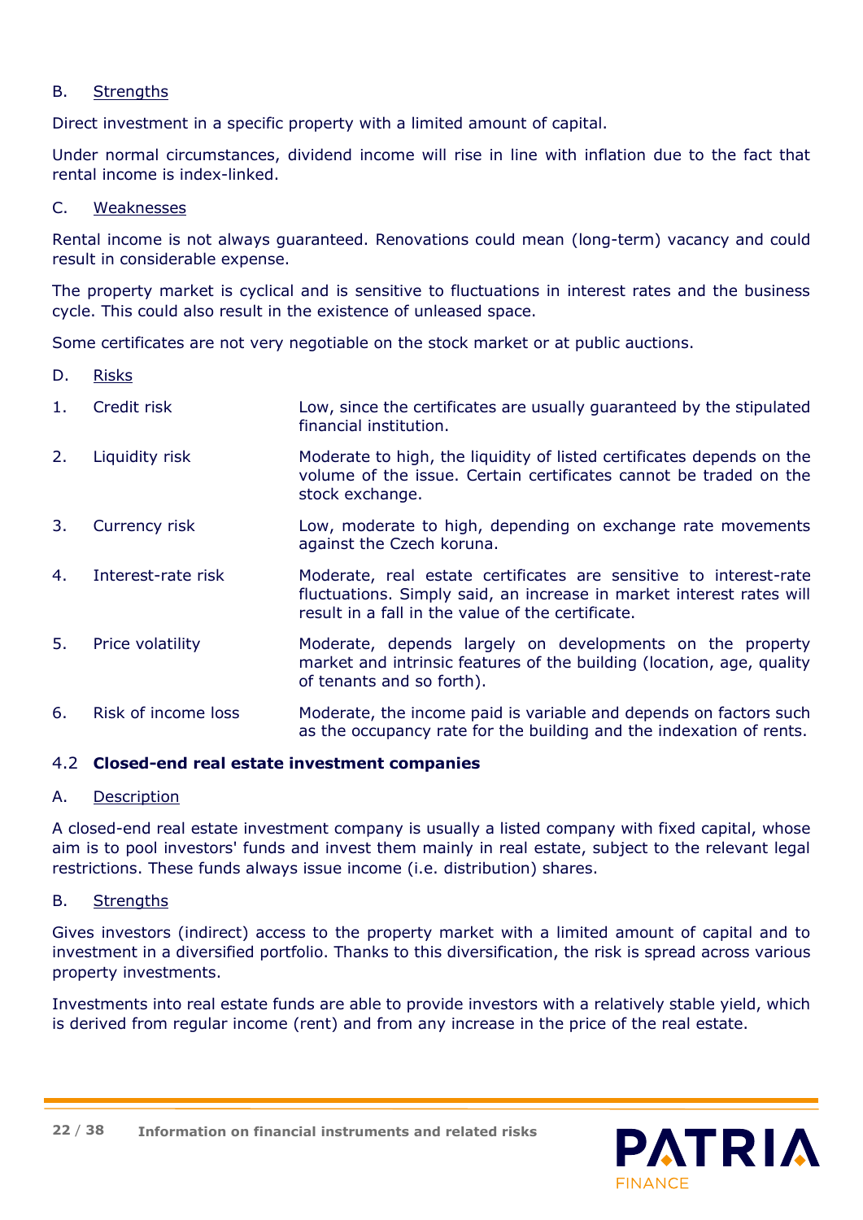B. Strengths

Direct investment in a specific property with a limited amount of capital.

Under normal circumstances, dividend income will rise in line with inflation due to the fact that rental income is index-linked.

C. Weaknesses

Rental income is not always guaranteed. Renovations could mean (long-term) vacancy and could result in considerable expense.

The property market is cyclical and is sensitive to fluctuations in interest rates and the business cycle. This could also result in the existence of unleased space.

Some certificates are not very negotiable on the stock market or at public auctions.

D. Risks

| | | |
|---|---|---|
| 1. | Credit risk | Low, since the certificates are usually guaranteed by the stipulated financial institution. |
| 2. | Liquidity risk | Moderate to high, the liquidity of listed certificates depends on the volume of the issue. Certain certificates cannot be traded on the stock exchange. |
| 3. | Currency risk | Low, moderate to high, depending on exchange rate movements against the Czech koruna. |
| 4. | Interest-rate risk | Moderate, real estate certificates are sensitive to interest-rate fluctuations. Simply said, an increase in market interest rates will result in a fall in the value of the certificate. |
| 5. | Price volatility | Moderate, depends largely on developments on the property market and intrinsic features of the building (location, age, quality of tenants and so forth). |
| 6. | Risk of income loss | Moderate, the income paid is variable and depends on factors such as the occupancy rate for the building and the indexation of rents. |

### 4.2 **Closed-end real estate investment companies**

A. Description

A closed-end real estate investment company is usually a listed company with fixed capital, whose aim is to pool investors' funds and invest them mainly in real estate, subject to the relevant legal restrictions. These funds always issue income (i.e. distribution) shares.

B. Strengths

Gives investors (indirect) access to the property market with a limited amount of capital and to investment in a diversified portfolio. Thanks to this diversification, the risk is spread across various property investments.

Investments into real estate funds are able to provide investors with a relatively stable yield, which is derived from regular income (rent) and from any increase in the price of the real estate.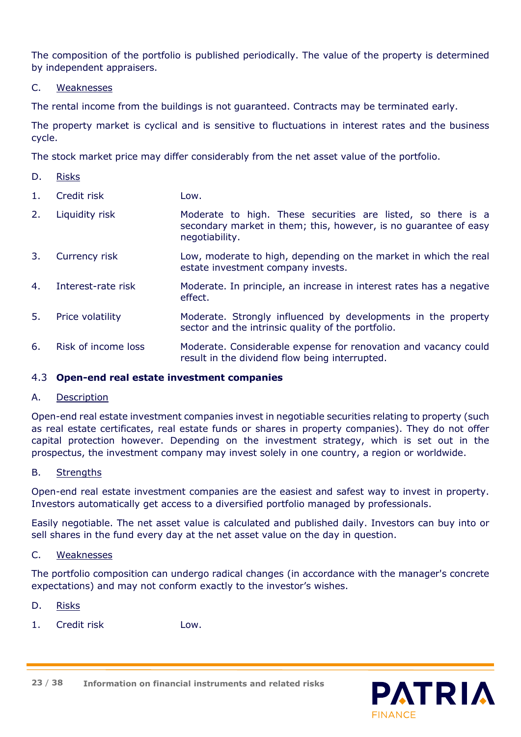The composition of the portfolio is published periodically. The value of the property is determined by independent appraisers.

C. Weaknesses

The rental income from the buildings is not guaranteed. Contracts may be terminated early.

The property market is cyclical and is sensitive to fluctuations in interest rates and the business cycle.

The stock market price may differ considerably from the net asset value of the portfolio.

D. Risks

| | | |
|---|---|---|
| 1. | Credit risk | Low. |
| 2. | Liquidity risk | Moderate to high. These securities are listed, so there is a secondary market in them; this, however, is no guarantee of easy negotiability. |
| 3. | Currency risk | Low, moderate to high, depending on the market in which the real estate investment company invests. |
| 4. | Interest-rate risk | Moderate. In principle, an increase in interest rates has a negative effect. |
| 5. | Price volatility | Moderate. Strongly influenced by developments in the property sector and the intrinsic quality of the portfolio. |
| 6. | Risk of income loss | Moderate. Considerable expense for renovation and vacancy could result in the dividend flow being interrupted. |

### 4.3 **Open-end real estate investment companies**

A. Description

Open-end real estate investment companies invest in negotiable securities relating to property (such as real estate certificates, real estate funds or shares in property companies). They do not offer capital protection however. Depending on the investment strategy, which is set out in the prospectus, the investment company may invest solely in one country, a region or worldwide.

B. Strengths

Open-end real estate investment companies are the easiest and safest way to invest in property. Investors automatically get access to a diversified portfolio managed by professionals.

Easily negotiable. The net asset value is calculated and published daily. Investors can buy into or sell shares in the fund every day at the net asset value on the day in question.

C. Weaknesses

The portfolio composition can undergo radical changes (in accordance with the manager's concrete expectations) and may not conform exactly to the investor's wishes.

D. Risks

| | | |
|---|---|---|
| 1. | Credit risk | Low. |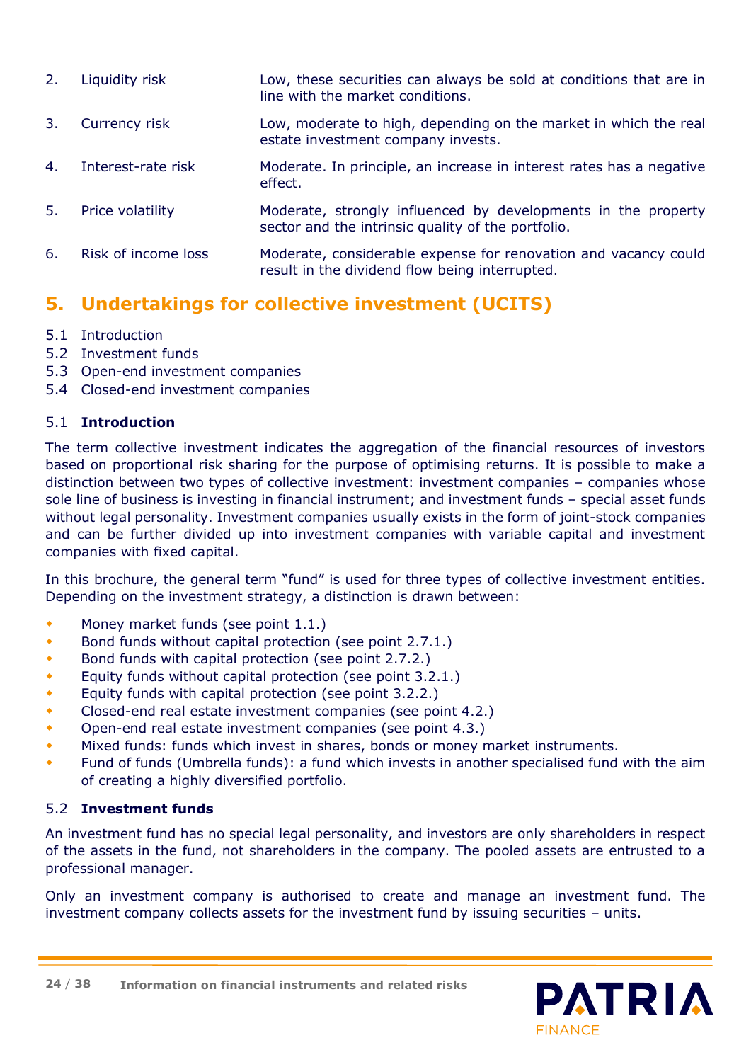| | | |
|---|---|---|
| 2. | Liquidity risk | Low, these securities can always be sold at conditions that are in line with the market conditions. |
| 3. | Currency risk | Low, moderate to high, depending on the market in which the real estate investment company invests. |
| 4. | Interest-rate risk | Moderate. In principle, an increase in interest rates has a negative effect. |
| 5. | Price volatility | Moderate, strongly influenced by developments in the property sector and the intrinsic quality of the portfolio. |
| 6. | Risk of income loss | Moderate, considerable expense for renovation and vacancy could result in the dividend flow being interrupted. |

# 5. Undertakings for collective investment (UCITS)

5.1 Introduction
5.2 Investment funds
5.3 Open-end investment companies
5.4 Closed-end investment companies

### 5.1 **Introduction**

The term collective investment indicates the aggregation of the financial resources of investors based on proportional risk sharing for the purpose of optimising returns. It is possible to make a distinction between two types of collective investment: investment companies – companies whose sole line of business is investing in financial instrument; and investment funds – special asset funds without legal personality. Investment companies usually exists in the form of joint-stock companies and can be further divided up into investment companies with variable capital and investment companies with fixed capital.

In this brochure, the general term "fund" is used for three types of collective investment entities. Depending on the investment strategy, a distinction is drawn between:

- Money market funds (see point 1.1.)
- Bond funds without capital protection (see point 2.7.1.)
- Bond funds with capital protection (see point 2.7.2.)
- Equity funds without capital protection (see point 3.2.1.)
- Equity funds with capital protection (see point 3.2.2.)
- Closed-end real estate investment companies (see point 4.2.)
- Open-end real estate investment companies (see point 4.3.)
- Mixed funds: funds which invest in shares, bonds or money market instruments.
- Fund of funds (Umbrella funds): a fund which invests in another specialised fund with the aim of creating a highly diversified portfolio.

### 5.2 **Investment funds**

An investment fund has no special legal personality, and investors are only shareholders in respect of the assets in the fund, not shareholders in the company. The pooled assets are entrusted to a professional manager.

Only an investment company is authorised to create and manage an investment fund. The investment company collects assets for the investment fund by issuing securities – units.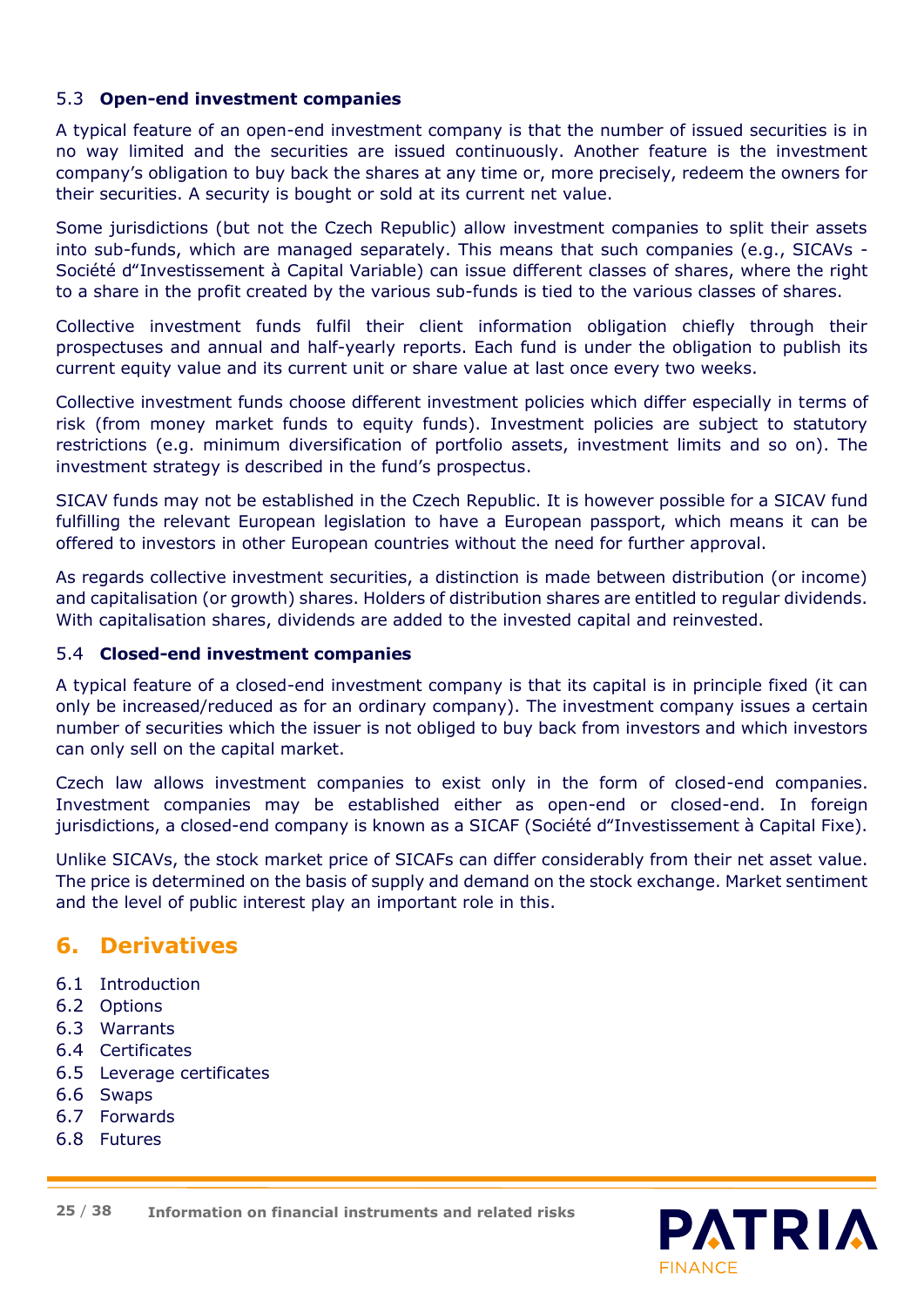### 5.3 **Open-end investment companies**

A typical feature of an open-end investment company is that the number of issued securities is in no way limited and the securities are issued continuously. Another feature is the investment company's obligation to buy back the shares at any time or, more precisely, redeem the owners for their securities. A security is bought or sold at its current net value.

Some jurisdictions (but not the Czech Republic) allow investment companies to split their assets into sub-funds, which are managed separately. This means that such companies (e.g., SICAVs - Société d"Investissement à Capital Variable) can issue different classes of shares, where the right to a share in the profit created by the various sub-funds is tied to the various classes of shares.

Collective investment funds fulfil their client information obligation chiefly through their prospectuses and annual and half-yearly reports. Each fund is under the obligation to publish its current equity value and its current unit or share value at last once every two weeks.

Collective investment funds choose different investment policies which differ especially in terms of risk (from money market funds to equity funds). Investment policies are subject to statutory restrictions (e.g. minimum diversification of portfolio assets, investment limits and so on). The investment strategy is described in the fund's prospectus.

SICAV funds may not be established in the Czech Republic. It is however possible for a SICAV fund fulfilling the relevant European legislation to have a European passport, which means it can be offered to investors in other European countries without the need for further approval.

As regards collective investment securities, a distinction is made between distribution (or income) and capitalisation (or growth) shares. Holders of distribution shares are entitled to regular dividends. With capitalisation shares, dividends are added to the invested capital and reinvested.

### 5.4 **Closed-end investment companies**

A typical feature of a closed-end investment company is that its capital is in principle fixed (it can only be increased/reduced as for an ordinary company). The investment company issues a certain number of securities which the issuer is not obliged to buy back from investors and which investors can only sell on the capital market.

Czech law allows investment companies to exist only in the form of closed-end companies. Investment companies may be established either as open-end or closed-end. In foreign jurisdictions, a closed-end company is known as a SICAF (Société d"Investissement à Capital Fixe).

Unlike SICAVs, the stock market price of SICAFs can differ considerably from their net asset value. The price is determined on the basis of supply and demand on the stock exchange. Market sentiment and the level of public interest play an important role in this.

## 6. Derivatives

6.1 Introduction
6.2 Options
6.3 Warrants
6.4 Certificates
6.5 Leverage certificates
6.6 Swaps
6.7 Forwards
6.8 Futures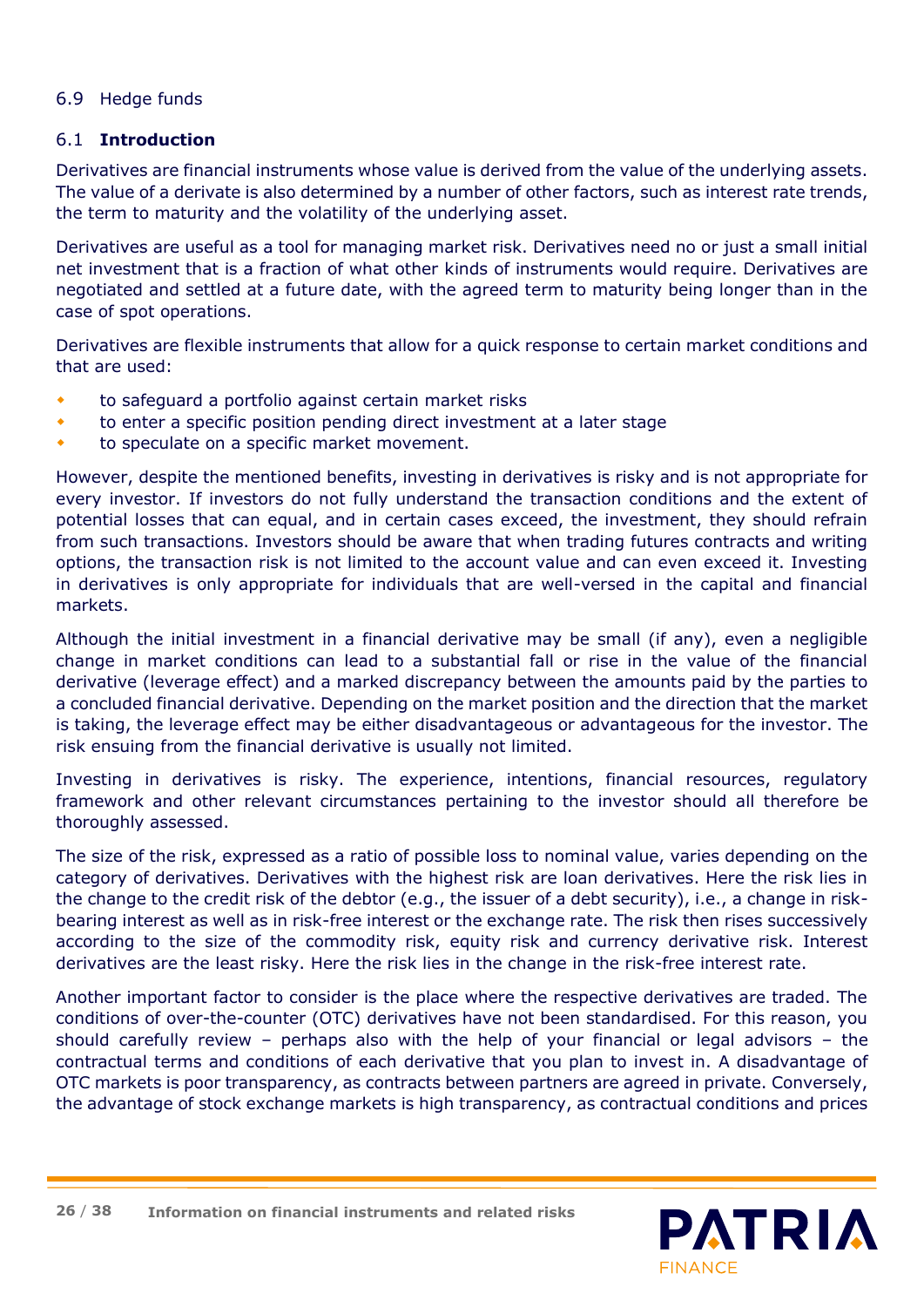6.9 Hedge funds

## 6.1 **Introduction**

Derivatives are financial instruments whose value is derived from the value of the underlying assets. The value of a derivate is also determined by a number of other factors, such as interest rate trends, the term to maturity and the volatility of the underlying asset.

Derivatives are useful as a tool for managing market risk. Derivatives need no or just a small initial net investment that is a fraction of what other kinds of instruments would require. Derivatives are negotiated and settled at a future date, with the agreed term to maturity being longer than in the case of spot operations.

Derivatives are flexible instruments that allow for a quick response to certain market conditions and that are used:

- to safeguard a portfolio against certain market risks
- to enter a specific position pending direct investment at a later stage
- to speculate on a specific market movement.

However, despite the mentioned benefits, investing in derivatives is risky and is not appropriate for every investor. If investors do not fully understand the transaction conditions and the extent of potential losses that can equal, and in certain cases exceed, the investment, they should refrain from such transactions. Investors should be aware that when trading futures contracts and writing options, the transaction risk is not limited to the account value and can even exceed it. Investing in derivatives is only appropriate for individuals that are well-versed in the capital and financial markets.

Although the initial investment in a financial derivative may be small (if any), even a negligible change in market conditions can lead to a substantial fall or rise in the value of the financial derivative (leverage effect) and a marked discrepancy between the amounts paid by the parties to a concluded financial derivative. Depending on the market position and the direction that the market is taking, the leverage effect may be either disadvantageous or advantageous for the investor. The risk ensuing from the financial derivative is usually not limited.

Investing in derivatives is risky. The experience, intentions, financial resources, regulatory framework and other relevant circumstances pertaining to the investor should all therefore be thoroughly assessed.

The size of the risk, expressed as a ratio of possible loss to nominal value, varies depending on the category of derivatives. Derivatives with the highest risk are loan derivatives. Here the risk lies in the change to the credit risk of the debtor (e.g., the issuer of a debt security), i.e., a change in risk-bearing interest as well as in risk-free interest or the exchange rate. The risk then rises successively according to the size of the commodity risk, equity risk and currency derivative risk. Interest derivatives are the least risky. Here the risk lies in the change in the risk-free interest rate.

Another important factor to consider is the place where the respective derivatives are traded. The conditions of over-the-counter (OTC) derivatives have not been standardised. For this reason, you should carefully review – perhaps also with the help of your financial or legal advisors – the contractual terms and conditions of each derivative that you plan to invest in. A disadvantage of OTC markets is poor transparency, as contracts between partners are agreed in private. Conversely, the advantage of stock exchange markets is high transparency, as contractual conditions and prices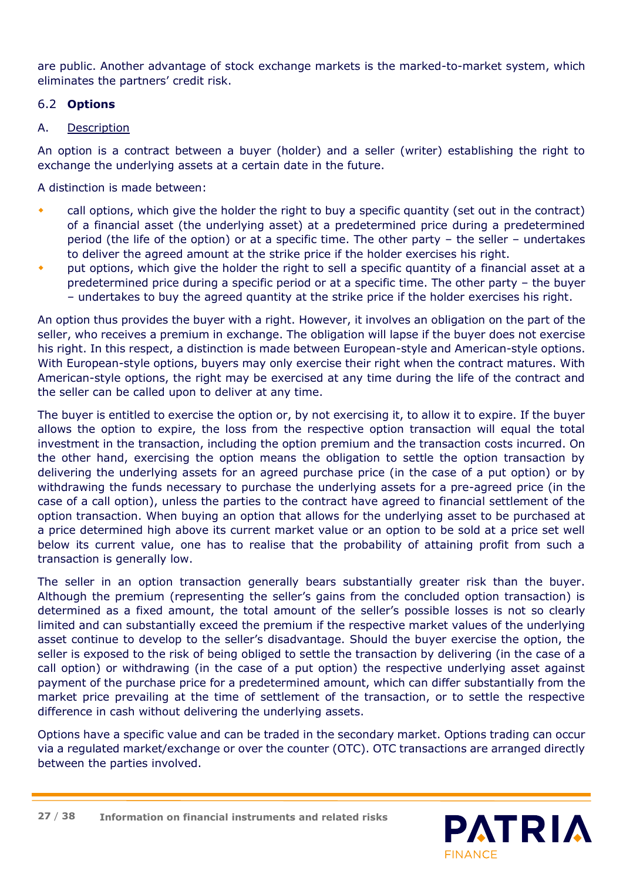are public. Another advantage of stock exchange markets is the marked-to-market system, which eliminates the partners' credit risk.

## 6.2 **Options**

### A. Description

An option is a contract between a buyer (holder) and a seller (writer) establishing the right to exchange the underlying assets at a certain date in the future.

A distinction is made between:

- call options, which give the holder the right to buy a specific quantity (set out in the contract) of a financial asset (the underlying asset) at a predetermined price during a predetermined period (the life of the option) or at a specific time. The other party – the seller – undertakes to deliver the agreed amount at the strike price if the holder exercises his right.
- put options, which give the holder the right to sell a specific quantity of a financial asset at a predetermined price during a specific period or at a specific time. The other party – the buyer – undertakes to buy the agreed quantity at the strike price if the holder exercises his right.

An option thus provides the buyer with a right. However, it involves an obligation on the part of the seller, who receives a premium in exchange. The obligation will lapse if the buyer does not exercise his right. In this respect, a distinction is made between European-style and American-style options. With European-style options, buyers may only exercise their right when the contract matures. With American-style options, the right may be exercised at any time during the life of the contract and the seller can be called upon to deliver at any time.

The buyer is entitled to exercise the option or, by not exercising it, to allow it to expire. If the buyer allows the option to expire, the loss from the respective option transaction will equal the total investment in the transaction, including the option premium and the transaction costs incurred. On the other hand, exercising the option means the obligation to settle the option transaction by delivering the underlying assets for an agreed purchase price (in the case of a put option) or by withdrawing the funds necessary to purchase the underlying assets for a pre-agreed price (in the case of a call option), unless the parties to the contract have agreed to financial settlement of the option transaction. When buying an option that allows for the underlying asset to be purchased at a price determined high above its current market value or an option to be sold at a price set well below its current value, one has to realise that the probability of attaining profit from such a transaction is generally low.

The seller in an option transaction generally bears substantially greater risk than the buyer. Although the premium (representing the seller's gains from the concluded option transaction) is determined as a fixed amount, the total amount of the seller's possible losses is not so clearly limited and can substantially exceed the premium if the respective market values of the underlying asset continue to develop to the seller's disadvantage. Should the buyer exercise the option, the seller is exposed to the risk of being obliged to settle the transaction by delivering (in the case of a call option) or withdrawing (in the case of a put option) the respective underlying asset against payment of the purchase price for a predetermined amount, which can differ substantially from the market price prevailing at the time of settlement of the transaction, or to settle the respective difference in cash without delivering the underlying assets.

Options have a specific value and can be traded in the secondary market. Options trading can occur via a regulated market/exchange or over the counter (OTC). OTC transactions are arranged directly between the parties involved.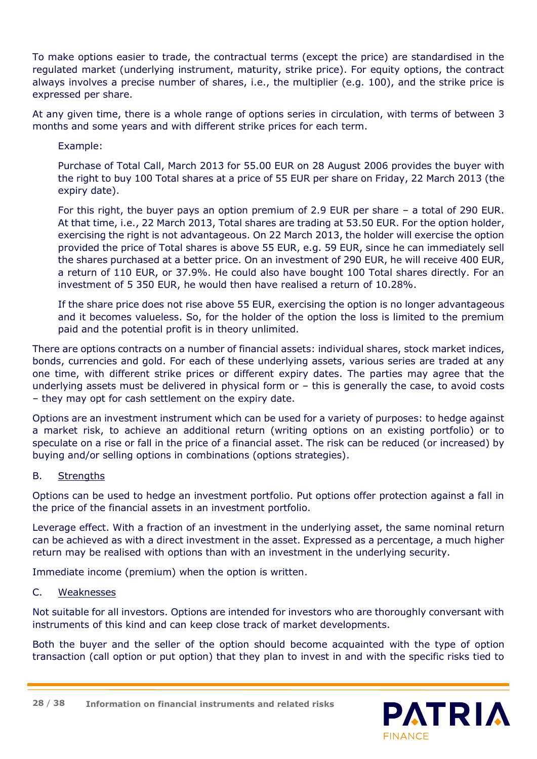To make options easier to trade, the contractual terms (except the price) are standardised in the regulated market (underlying instrument, maturity, strike price). For equity options, the contract always involves a precise number of shares, i.e., the multiplier (e.g. 100), and the strike price is expressed per share.

At any given time, there is a whole range of options series in circulation, with terms of between 3 months and some years and with different strike prices for each term.

> Example:
>
> Purchase of Total Call, March 2013 for 55.00 EUR on 28 August 2006 provides the buyer with the right to buy 100 Total shares at a price of 55 EUR per share on Friday, 22 March 2013 (the expiry date).
>
> For this right, the buyer pays an option premium of 2.9 EUR per share – a total of 290 EUR. At that time, i.e., 22 March 2013, Total shares are trading at 53.50 EUR. For the option holder, exercising the right is not advantageous. On 22 March 2013, the holder will exercise the option provided the price of Total shares is above 55 EUR, e.g. 59 EUR, since he can immediately sell the shares purchased at a better price. On an investment of 290 EUR, he will receive 400 EUR, a return of 110 EUR, or 37.9%. He could also have bought 100 Total shares directly. For an investment of 5 350 EUR, he would then have realised a return of 10.28%.
>
> If the share price does not rise above 55 EUR, exercising the option is no longer advantageous and it becomes valueless. So, for the holder of the option the loss is limited to the premium paid and the potential profit is in theory unlimited.

There are options contracts on a number of financial assets: individual shares, stock market indices, bonds, currencies and gold. For each of these underlying assets, various series are traded at any one time, with different strike prices or different expiry dates. The parties may agree that the underlying assets must be delivered in physical form or – this is generally the case, to avoid costs – they may opt for cash settlement on the expiry date.

Options are an investment instrument which can be used for a variety of purposes: to hedge against a market risk, to achieve an additional return (writing options on an existing portfolio) or to speculate on a rise or fall in the price of a financial asset. The risk can be reduced (or increased) by buying and/or selling options in combinations (options strategies).

### B. Strengths

Options can be used to hedge an investment portfolio. Put options offer protection against a fall in the price of the financial assets in an investment portfolio.

Leverage effect. With a fraction of an investment in the underlying asset, the same nominal return can be achieved as with a direct investment in the asset. Expressed as a percentage, a much higher return may be realised with options than with an investment in the underlying security.

Immediate income (premium) when the option is written.

### C. Weaknesses

Not suitable for all investors. Options are intended for investors who are thoroughly conversant with instruments of this kind and can keep close track of market developments.

Both the buyer and the seller of the option should become acquainted with the type of option transaction (call option or put option) that they plan to invest in and with the specific risks tied to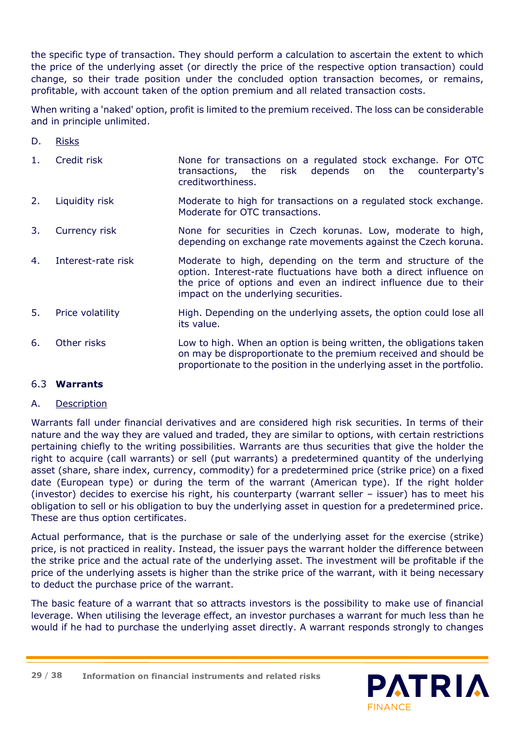the specific type of transaction. They should perform a calculation to ascertain the extent to which the price of the underlying asset (or directly the price of the respective option transaction) could change, so their trade position under the concluded option transaction becomes, or remains, profitable, with account taken of the option premium and all related transaction costs.

When writing a 'naked' option, profit is limited to the premium received. The loss can be considerable and in principle unlimited.

D. Risks

| | | |
|---|---|---|
| 1. | Credit risk | None for transactions on a regulated stock exchange. For OTC transactions, the risk depends on the counterparty's creditworthiness. |
| 2. | Liquidity risk | Moderate to high for transactions on a regulated stock exchange. Moderate for OTC transactions. |
| 3. | Currency risk | None for securities in Czech korunas. Low, moderate to high, depending on exchange rate movements against the Czech koruna. |
| 4. | Interest-rate risk | Moderate to high, depending on the term and structure of the option. Interest-rate fluctuations have both a direct influence on the price of options and even an indirect influence due to their impact on the underlying securities. |
| 5. | Price volatility | High. Depending on the underlying assets, the option could lose all its value. |
| 6. | Other risks | Low to high. When an option is being written, the obligations taken on may be disproportionate to the premium received and should be proportionate to the position in the underlying asset in the portfolio. |

### 6.3 **Warrants**

A. Description

Warrants fall under financial derivatives and are considered high risk securities. In terms of their nature and the way they are valued and traded, they are similar to options, with certain restrictions pertaining chiefly to the writing possibilities. Warrants are thus securities that give the holder the right to acquire (call warrants) or sell (put warrants) a predetermined quantity of the underlying asset (share, share index, currency, commodity) for a predetermined price (strike price) on a fixed date (European type) or during the term of the warrant (American type). If the right holder (investor) decides to exercise his right, his counterparty (warrant seller – issuer) has to meet his obligation to sell or his obligation to buy the underlying asset in question for a predetermined price. These are thus option certificates.

Actual performance, that is the purchase or sale of the underlying asset for the exercise (strike) price, is not practiced in reality. Instead, the issuer pays the warrant holder the difference between the strike price and the actual rate of the underlying asset. The investment will be profitable if the price of the underlying assets is higher than the strike price of the warrant, with it being necessary to deduct the purchase price of the warrant.

The basic feature of a warrant that so attracts investors is the possibility to make use of financial leverage. When utilising the leverage effect, an investor purchases a warrant for much less than he would if he had to purchase the underlying asset directly. A warrant responds strongly to changes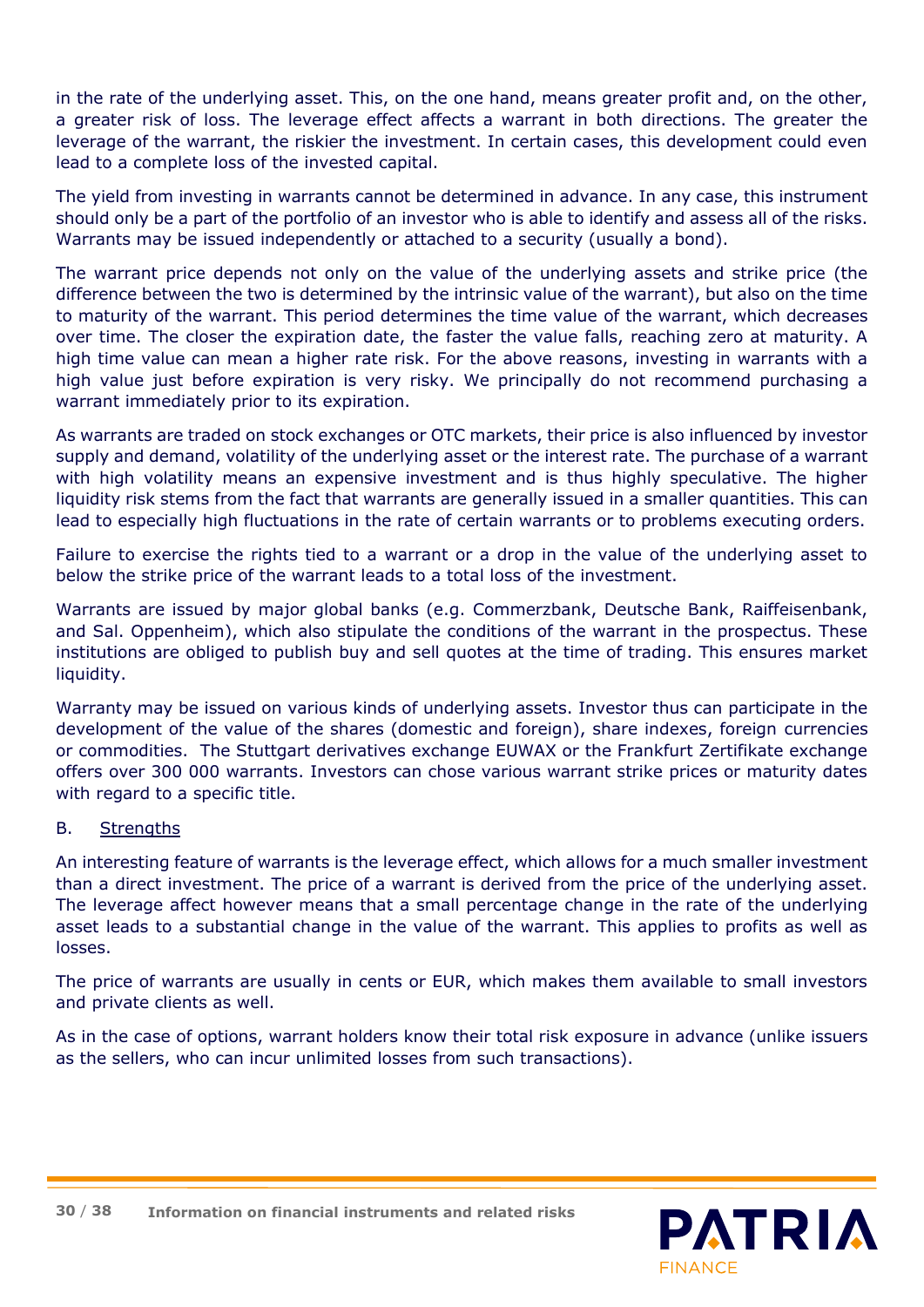in the rate of the underlying asset. This, on the one hand, means greater profit and, on the other, a greater risk of loss. The leverage effect affects a warrant in both directions. The greater the leverage of the warrant, the riskier the investment. In certain cases, this development could even lead to a complete loss of the invested capital.

The yield from investing in warrants cannot be determined in advance. In any case, this instrument should only be a part of the portfolio of an investor who is able to identify and assess all of the risks. Warrants may be issued independently or attached to a security (usually a bond).

The warrant price depends not only on the value of the underlying assets and strike price (the difference between the two is determined by the intrinsic value of the warrant), but also on the time to maturity of the warrant. This period determines the time value of the warrant, which decreases over time. The closer the expiration date, the faster the value falls, reaching zero at maturity. A high time value can mean a higher rate risk. For the above reasons, investing in warrants with a high value just before expiration is very risky. We principally do not recommend purchasing a warrant immediately prior to its expiration.

As warrants are traded on stock exchanges or OTC markets, their price is also influenced by investor supply and demand, volatility of the underlying asset or the interest rate. The purchase of a warrant with high volatility means an expensive investment and is thus highly speculative. The higher liquidity risk stems from the fact that warrants are generally issued in a smaller quantities. This can lead to especially high fluctuations in the rate of certain warrants or to problems executing orders.

Failure to exercise the rights tied to a warrant or a drop in the value of the underlying asset to below the strike price of the warrant leads to a total loss of the investment.

Warrants are issued by major global banks (e.g. Commerzbank, Deutsche Bank, Raiffeisenbank, and Sal. Oppenheim), which also stipulate the conditions of the warrant in the prospectus. These institutions are obliged to publish buy and sell quotes at the time of trading. This ensures market liquidity.

Warranty may be issued on various kinds of underlying assets. Investor thus can participate in the development of the value of the shares (domestic and foreign), share indexes, foreign currencies or commodities. The Stuttgart derivatives exchange EUWAX or the Frankfurt Zertifikate exchange offers over 300 000 warrants. Investors can chose various warrant strike prices or maturity dates with regard to a specific title.

B. Strengths

An interesting feature of warrants is the leverage effect, which allows for a much smaller investment than a direct investment. The price of a warrant is derived from the price of the underlying asset. The leverage affect however means that a small percentage change in the rate of the underlying asset leads to a substantial change in the value of the warrant. This applies to profits as well as losses.

The price of warrants are usually in cents or EUR, which makes them available to small investors and private clients as well.

As in the case of options, warrant holders know their total risk exposure in advance (unlike issuers as the sellers, who can incur unlimited losses from such transactions).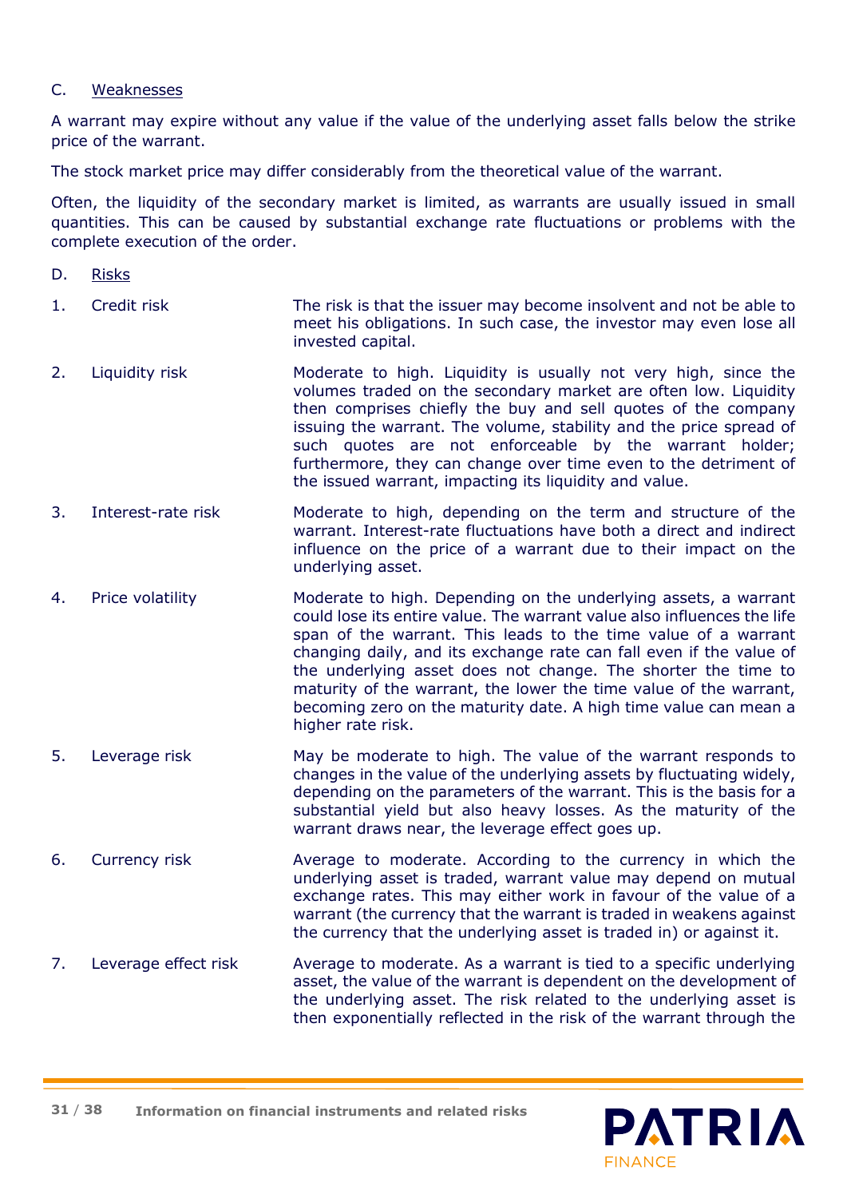C. Weaknesses

A warrant may expire without any value if the value of the underlying asset falls below the strike price of the warrant.

The stock market price may differ considerably from the theoretical value of the warrant.

Often, the liquidity of the secondary market is limited, as warrants are usually issued in small quantities. This can be caused by substantial exchange rate fluctuations or problems with the complete execution of the order.

D. Risks

1. **Credit risk** — The risk is that the issuer may become insolvent and not be able to meet his obligations. In such case, the investor may even lose all invested capital.

2. **Liquidity risk** — Moderate to high. Liquidity is usually not very high, since the volumes traded on the secondary market are often low. Liquidity then comprises chiefly the buy and sell quotes of the company issuing the warrant. The volume, stability and the price spread of such quotes are not enforceable by the warrant holder; furthermore, they can change over time even to the detriment of the issued warrant, impacting its liquidity and value.

3. **Interest-rate risk** — Moderate to high, depending on the term and structure of the warrant. Interest-rate fluctuations have both a direct and indirect influence on the price of a warrant due to their impact on the underlying asset.

4. **Price volatility** — Moderate to high. Depending on the underlying assets, a warrant could lose its entire value. The warrant value also influences the life span of the warrant. This leads to the time value of a warrant changing daily, and its exchange rate can fall even if the value of the underlying asset does not change. The shorter the time to maturity of the warrant, the lower the time value of the warrant, becoming zero on the maturity date. A high time value can mean a higher rate risk.

5. **Leverage risk** — May be moderate to high. The value of the warrant responds to changes in the value of the underlying assets by fluctuating widely, depending on the parameters of the warrant. This is the basis for a substantial yield but also heavy losses. As the maturity of the warrant draws near, the leverage effect goes up.

6. **Currency risk** — Average to moderate. According to the currency in which the underlying asset is traded, warrant value may depend on mutual exchange rates. This may either work in favour of the value of a warrant (the currency that the warrant is traded in weakens against the currency that the underlying asset is traded in) or against it.

7. **Leverage effect risk** — Average to moderate. As a warrant is tied to a specific underlying asset, the value of the warrant is dependent on the development of the underlying asset. The risk related to the underlying asset is then exponentially reflected in the risk of the warrant through the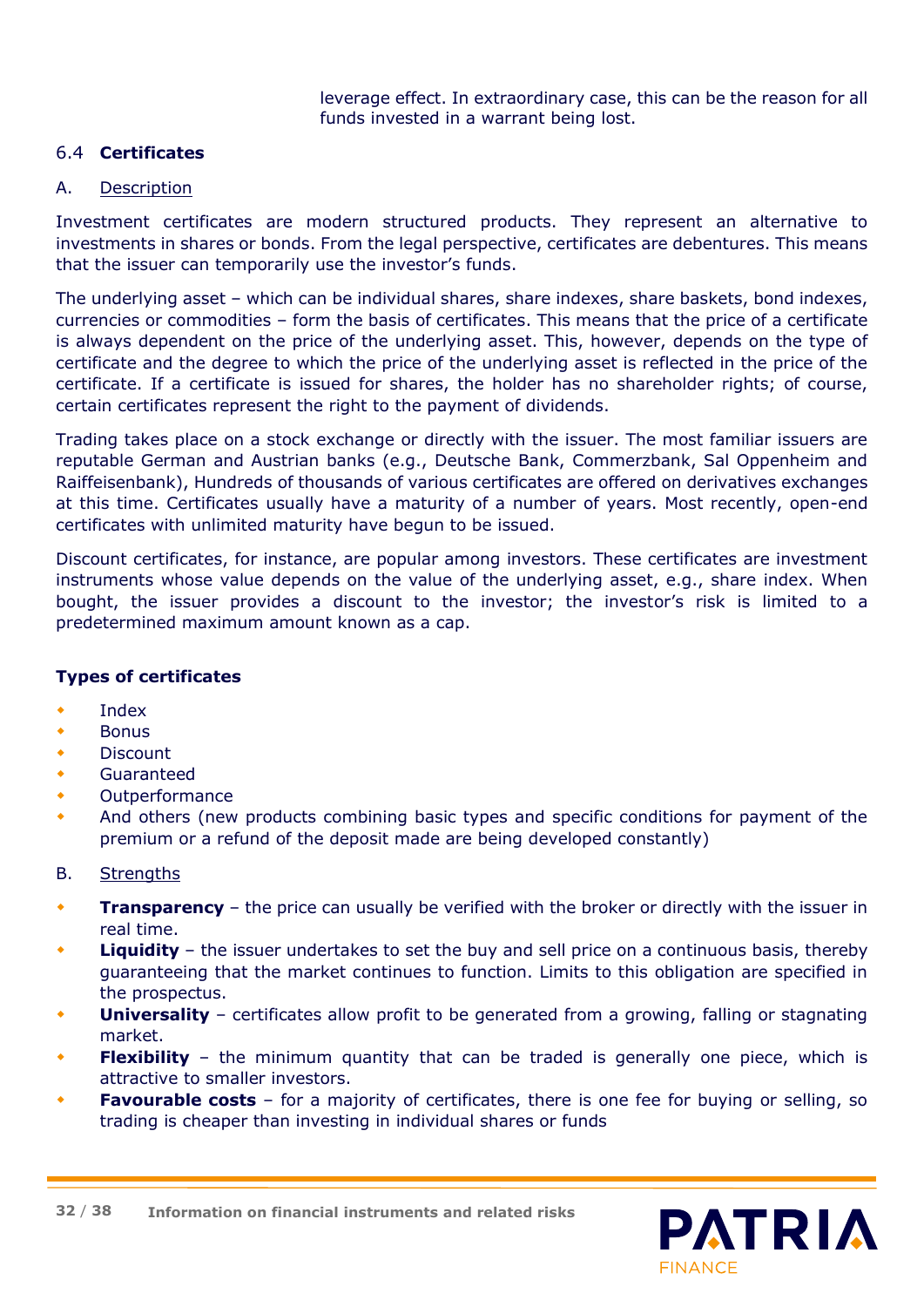leverage effect. In extraordinary case, this can be the reason for all funds invested in a warrant being lost.

## 6.4 Certificates

### A. Description

Investment certificates are modern structured products. They represent an alternative to investments in shares or bonds. From the legal perspective, certificates are debentures. This means that the issuer can temporarily use the investor's funds.

The underlying asset – which can be individual shares, share indexes, share baskets, bond indexes, currencies or commodities – form the basis of certificates. This means that the price of a certificate is always dependent on the price of the underlying asset. This, however, depends on the type of certificate and the degree to which the price of the underlying asset is reflected in the price of the certificate. If a certificate is issued for shares, the holder has no shareholder rights; of course, certain certificates represent the right to the payment of dividends.

Trading takes place on a stock exchange or directly with the issuer. The most familiar issuers are reputable German and Austrian banks (e.g., Deutsche Bank, Commerzbank, Sal Oppenheim and Raiffeisenbank), Hundreds of thousands of various certificates are offered on derivatives exchanges at this time. Certificates usually have a maturity of a number of years. Most recently, open-end certificates with unlimited maturity have begun to be issued.

Discount certificates, for instance, are popular among investors. These certificates are investment instruments whose value depends on the value of the underlying asset, e.g., share index. When bought, the issuer provides a discount to the investor; the investor's risk is limited to a predetermined maximum amount known as a cap.

**Types of certificates**

- Index
- Bonus
- Discount
- Guaranteed
- Outperformance
- And others (new products combining basic types and specific conditions for payment of the premium or a refund of the deposit made are being developed constantly)

### B. Strengths

- **Transparency** – the price can usually be verified with the broker or directly with the issuer in real time.
- **Liquidity** – the issuer undertakes to set the buy and sell price on a continuous basis, thereby guaranteeing that the market continues to function. Limits to this obligation are specified in the prospectus.
- **Universality** – certificates allow profit to be generated from a growing, falling or stagnating market.
- **Flexibility** – the minimum quantity that can be traded is generally one piece, which is attractive to smaller investors.
- **Favourable costs** – for a majority of certificates, there is one fee for buying or selling, so trading is cheaper than investing in individual shares or funds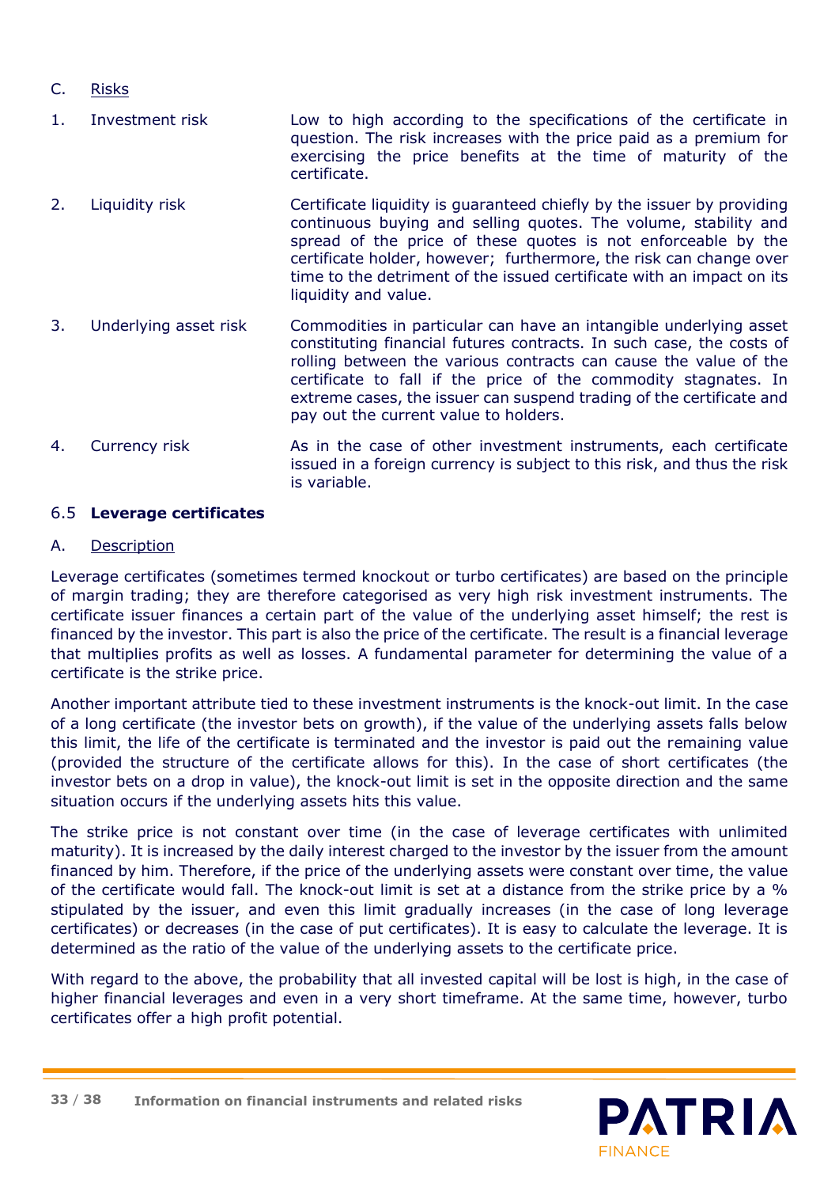C. Risks

| | | |
|---|---|---|
| 1. | Investment risk | Low to high according to the specifications of the certificate in question. The risk increases with the price paid as a premium for exercising the price benefits at the time of maturity of the certificate. |
| 2. | Liquidity risk | Certificate liquidity is guaranteed chiefly by the issuer by providing continuous buying and selling quotes. The volume, stability and spread of the price of these quotes is not enforceable by the certificate holder, however; furthermore, the risk can change over time to the detriment of the issued certificate with an impact on its liquidity and value. |
| 3. | Underlying asset risk | Commodities in particular can have an intangible underlying asset constituting financial futures contracts. In such case, the costs of rolling between the various contracts can cause the value of the certificate to fall if the price of the commodity stagnates. In extreme cases, the issuer can suspend trading of the certificate and pay out the current value to holders. |
| 4. | Currency risk | As in the case of other investment instruments, each certificate issued in a foreign currency is subject to this risk, and thus the risk is variable. |

## 6.5 **Leverage certificates**

A. Description

Leverage certificates (sometimes termed knockout or turbo certificates) are based on the principle of margin trading; they are therefore categorised as very high risk investment instruments. The certificate issuer finances a certain part of the value of the underlying asset himself; the rest is financed by the investor. This part is also the price of the certificate. The result is a financial leverage that multiplies profits as well as losses. A fundamental parameter for determining the value of a certificate is the strike price.

Another important attribute tied to these investment instruments is the knock-out limit. In the case of a long certificate (the investor bets on growth), if the value of the underlying assets falls below this limit, the life of the certificate is terminated and the investor is paid out the remaining value (provided the structure of the certificate allows for this). In the case of short certificates (the investor bets on a drop in value), the knock-out limit is set in the opposite direction and the same situation occurs if the underlying assets hits this value.

The strike price is not constant over time (in the case of leverage certificates with unlimited maturity). It is increased by the daily interest charged to the investor by the issuer from the amount financed by him. Therefore, if the price of the underlying assets were constant over time, the value of the certificate would fall. The knock-out limit is set at a distance from the strike price by a % stipulated by the issuer, and even this limit gradually increases (in the case of long leverage certificates) or decreases (in the case of put certificates). It is easy to calculate the leverage. It is determined as the ratio of the value of the underlying assets to the certificate price.

With regard to the above, the probability that all invested capital will be lost is high, in the case of higher financial leverages and even in a very short timeframe. At the same time, however, turbo certificates offer a high profit potential.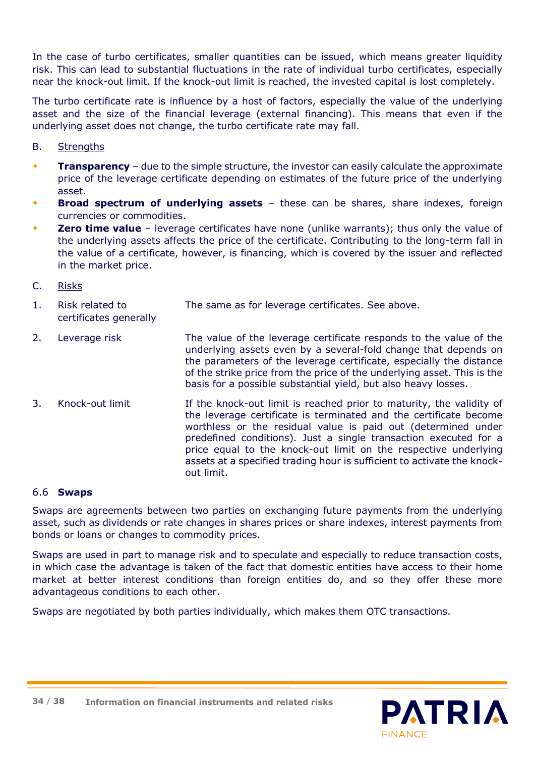In the case of turbo certificates, smaller quantities can be issued, which means greater liquidity risk. This can lead to substantial fluctuations in the rate of individual turbo certificates, especially near the knock-out limit. If the knock-out limit is reached, the invested capital is lost completely.

The turbo certificate rate is influence by a host of factors, especially the value of the underlying asset and the size of the financial leverage (external financing). This means that even if the underlying asset does not change, the turbo certificate rate may fall.

B. <u>Strengths</u>

- **Transparency** – due to the simple structure, the investor can easily calculate the approximate price of the leverage certificate depending on estimates of the future price of the underlying asset.
- **Broad spectrum of underlying assets** – these can be shares, share indexes, foreign currencies or commodities.
- **Zero time value** – leverage certificates have none (unlike warrants); thus only the value of the underlying assets affects the price of the certificate. Contributing to the long-term fall in the value of a certificate, however, is financing, which is covered by the issuer and reflected in the market price.

C. <u>Risks</u>

| | | |
|---|---|---|
| 1. | Risk related to certificates generally | The same as for leverage certificates. See above. |
| 2. | Leverage risk | The value of the leverage certificate responds to the value of the underlying assets even by a several-fold change that depends on the parameters of the leverage certificate, especially the distance of the strike price from the price of the underlying asset. This is the basis for a possible substantial yield, but also heavy losses. |
| 3. | Knock-out limit | If the knock-out limit is reached prior to maturity, the validity of the leverage certificate is terminated and the certificate become worthless or the residual value is paid out (determined under predefined conditions). Just a single transaction executed for a price equal to the knock-out limit on the respective underlying assets at a specified trading hour is sufficient to activate the knock-out limit. |

### 6.6 **Swaps**

Swaps are agreements between two parties on exchanging future payments from the underlying asset, such as dividends or rate changes in shares prices or share indexes, interest payments from bonds or loans or changes to commodity prices.

Swaps are used in part to manage risk and to speculate and especially to reduce transaction costs, in which case the advantage is taken of the fact that domestic entities have access to their home market at better interest conditions than foreign entities do, and so they offer these more advantageous conditions to each other.

Swaps are negotiated by both parties individually, which makes them OTC transactions.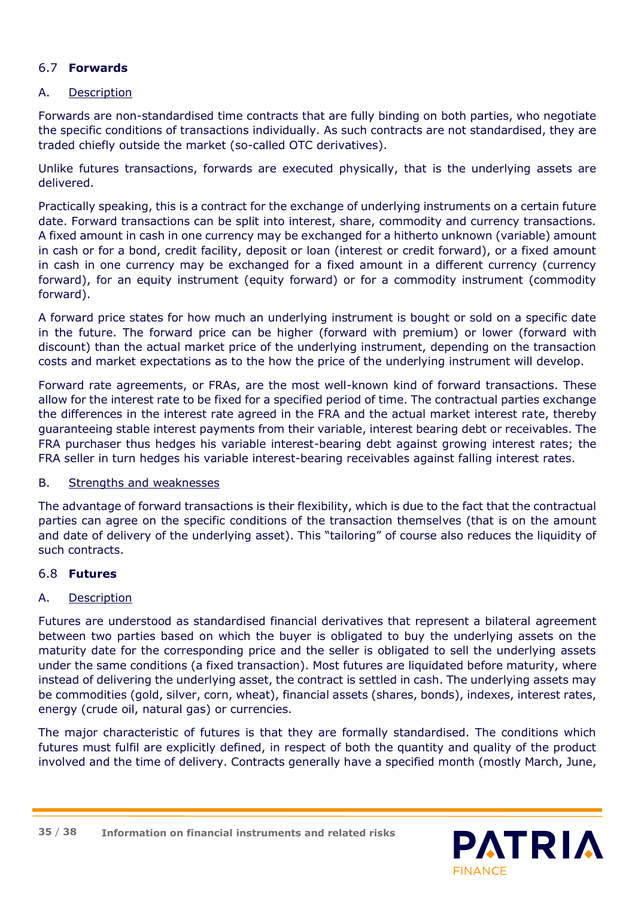## 6.7 **Forwards**

A. <u>Description</u>

Forwards are non-standardised time contracts that are fully binding on both parties, who negotiate the specific conditions of transactions individually. As such contracts are not standardised, they are traded chiefly outside the market (so-called OTC derivatives).

Unlike futures transactions, forwards are executed physically, that is the underlying assets are delivered.

Practically speaking, this is a contract for the exchange of underlying instruments on a certain future date. Forward transactions can be split into interest, share, commodity and currency transactions. A fixed amount in cash in one currency may be exchanged for a hitherto unknown (variable) amount in cash or for a bond, credit facility, deposit or loan (interest or credit forward), or a fixed amount in cash in one currency may be exchanged for a fixed amount in a different currency (currency forward), for an equity instrument (equity forward) or for a commodity instrument (commodity forward).

A forward price states for how much an underlying instrument is bought or sold on a specific date in the future. The forward price can be higher (forward with premium) or lower (forward with discount) than the actual market price of the underlying instrument, depending on the transaction costs and market expectations as to the how the price of the underlying instrument will develop.

Forward rate agreements, or FRAs, are the most well-known kind of forward transactions. These allow for the interest rate to be fixed for a specified period of time. The contractual parties exchange the differences in the interest rate agreed in the FRA and the actual market interest rate, thereby guaranteeing stable interest payments from their variable, interest bearing debt or receivables. The FRA purchaser thus hedges his variable interest-bearing debt against growing interest rates; the FRA seller in turn hedges his variable interest-bearing receivables against falling interest rates.

B. <u>Strengths and weaknesses</u>

The advantage of forward transactions is their flexibility, which is due to the fact that the contractual parties can agree on the specific conditions of the transaction themselves (that is on the amount and date of delivery of the underlying asset). This "tailoring" of course also reduces the liquidity of such contracts.

## 6.8 **Futures**

A. <u>Description</u>

Futures are understood as standardised financial derivatives that represent a bilateral agreement between two parties based on which the buyer is obligated to buy the underlying assets on the maturity date for the corresponding price and the seller is obligated to sell the underlying assets under the same conditions (a fixed transaction). Most futures are liquidated before maturity, where instead of delivering the underlying asset, the contract is settled in cash. The underlying assets may be commodities (gold, silver, corn, wheat), financial assets (shares, bonds), indexes, interest rates, energy (crude oil, natural gas) or currencies.

The major characteristic of futures is that they are formally standardised. The conditions which futures must fulfil are explicitly defined, in respect of both the quantity and quality of the product involved and the time of delivery. Contracts generally have a specified month (mostly March, June,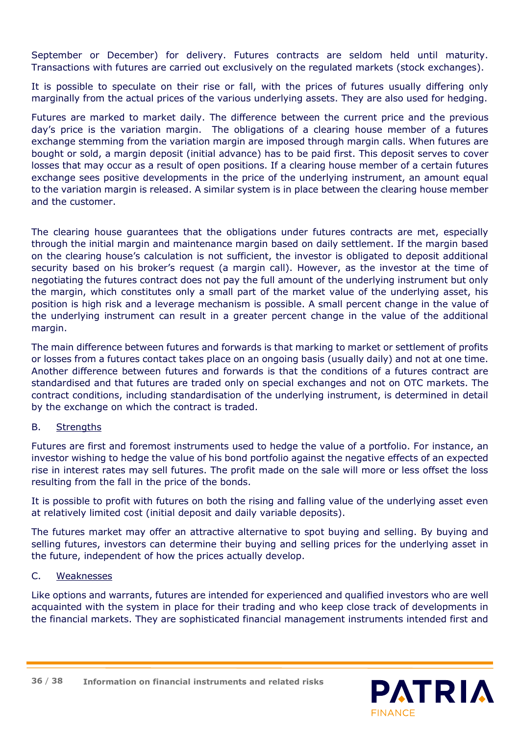September or December) for delivery. Futures contracts are seldom held until maturity. Transactions with futures are carried out exclusively on the regulated markets (stock exchanges).

It is possible to speculate on their rise or fall, with the prices of futures usually differing only marginally from the actual prices of the various underlying assets. They are also used for hedging.

Futures are marked to market daily. The difference between the current price and the previous day's price is the variation margin. The obligations of a clearing house member of a futures exchange stemming from the variation margin are imposed through margin calls. When futures are bought or sold, a margin deposit (initial advance) has to be paid first. This deposit serves to cover losses that may occur as a result of open positions. If a clearing house member of a certain futures exchange sees positive developments in the price of the underlying instrument, an amount equal to the variation margin is released. A similar system is in place between the clearing house member and the customer.

The clearing house guarantees that the obligations under futures contracts are met, especially through the initial margin and maintenance margin based on daily settlement. If the margin based on the clearing house's calculation is not sufficient, the investor is obligated to deposit additional security based on his broker's request (a margin call). However, as the investor at the time of negotiating the futures contract does not pay the full amount of the underlying instrument but only the margin, which constitutes only a small part of the market value of the underlying asset, his position is high risk and a leverage mechanism is possible. A small percent change in the value of the underlying instrument can result in a greater percent change in the value of the additional margin.

The main difference between futures and forwards is that marking to market or settlement of profits or losses from a futures contact takes place on an ongoing basis (usually daily) and not at one time. Another difference between futures and forwards is that the conditions of a futures contract are standardised and that futures are traded only on special exchanges and not on OTC markets. The contract conditions, including standardisation of the underlying instrument, is determined in detail by the exchange on which the contract is traded.

B. Strengths

Futures are first and foremost instruments used to hedge the value of a portfolio. For instance, an investor wishing to hedge the value of his bond portfolio against the negative effects of an expected rise in interest rates may sell futures. The profit made on the sale will more or less offset the loss resulting from the fall in the price of the bonds.

It is possible to profit with futures on both the rising and falling value of the underlying asset even at relatively limited cost (initial deposit and daily variable deposits).

The futures market may offer an attractive alternative to spot buying and selling. By buying and selling futures, investors can determine their buying and selling prices for the underlying asset in the future, independent of how the prices actually develop.

C. Weaknesses

Like options and warrants, futures are intended for experienced and qualified investors who are well acquainted with the system in place for their trading and who keep close track of developments in the financial markets. They are sophisticated financial management instruments intended first and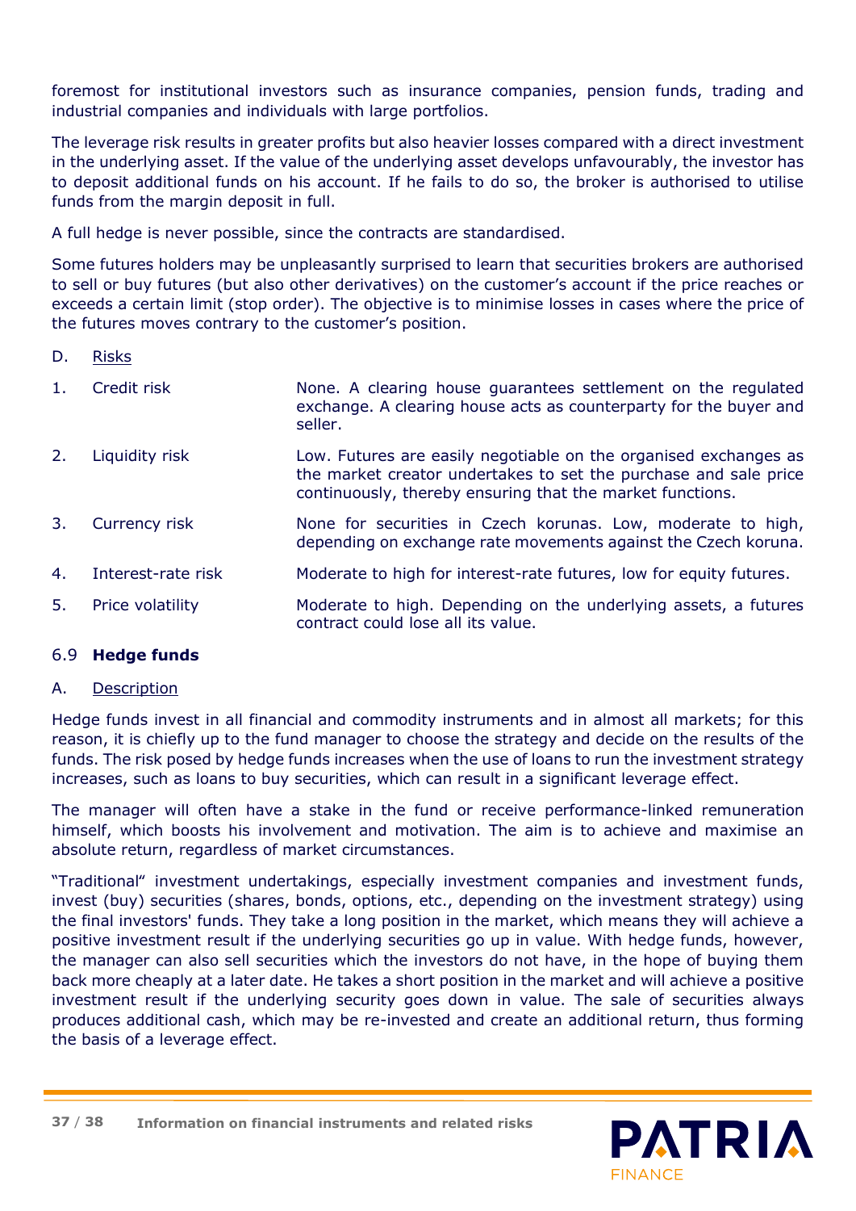foremost for institutional investors such as insurance companies, pension funds, trading and industrial companies and individuals with large portfolios.

The leverage risk results in greater profits but also heavier losses compared with a direct investment in the underlying asset. If the value of the underlying asset develops unfavourably, the investor has to deposit additional funds on his account. If he fails to do so, the broker is authorised to utilise funds from the margin deposit in full.

A full hedge is never possible, since the contracts are standardised.

Some futures holders may be unpleasantly surprised to learn that securities brokers are authorised to sell or buy futures (but also other derivatives) on the customer's account if the price reaches or exceeds a certain limit (stop order). The objective is to minimise losses in cases where the price of the futures moves contrary to the customer's position.

D. Risks

| | | |
|---|---|---|
| 1. | Credit risk | None. A clearing house guarantees settlement on the regulated exchange. A clearing house acts as counterparty for the buyer and seller. |
| 2. | Liquidity risk | Low. Futures are easily negotiable on the organised exchanges as the market creator undertakes to set the purchase and sale price continuously, thereby ensuring that the market functions. |
| 3. | Currency risk | None for securities in Czech korunas. Low, moderate to high, depending on exchange rate movements against the Czech koruna. |
| 4. | Interest-rate risk | Moderate to high for interest-rate futures, low for equity futures. |
| 5. | Price volatility | Moderate to high. Depending on the underlying assets, a futures contract could lose all its value. |

## 6.9 **Hedge funds**

A. Description

Hedge funds invest in all financial and commodity instruments and in almost all markets; for this reason, it is chiefly up to the fund manager to choose the strategy and decide on the results of the funds. The risk posed by hedge funds increases when the use of loans to run the investment strategy increases, such as loans to buy securities, which can result in a significant leverage effect.

The manager will often have a stake in the fund or receive performance-linked remuneration himself, which boosts his involvement and motivation. The aim is to achieve and maximise an absolute return, regardless of market circumstances.

"Traditional" investment undertakings, especially investment companies and investment funds, invest (buy) securities (shares, bonds, options, etc., depending on the investment strategy) using the final investors' funds. They take a long position in the market, which means they will achieve a positive investment result if the underlying securities go up in value. With hedge funds, however, the manager can also sell securities which the investors do not have, in the hope of buying them back more cheaply at a later date. He takes a short position in the market and will achieve a positive investment result if the underlying security goes down in value. The sale of securities always produces additional cash, which may be re-invested and create an additional return, thus forming the basis of a leverage effect.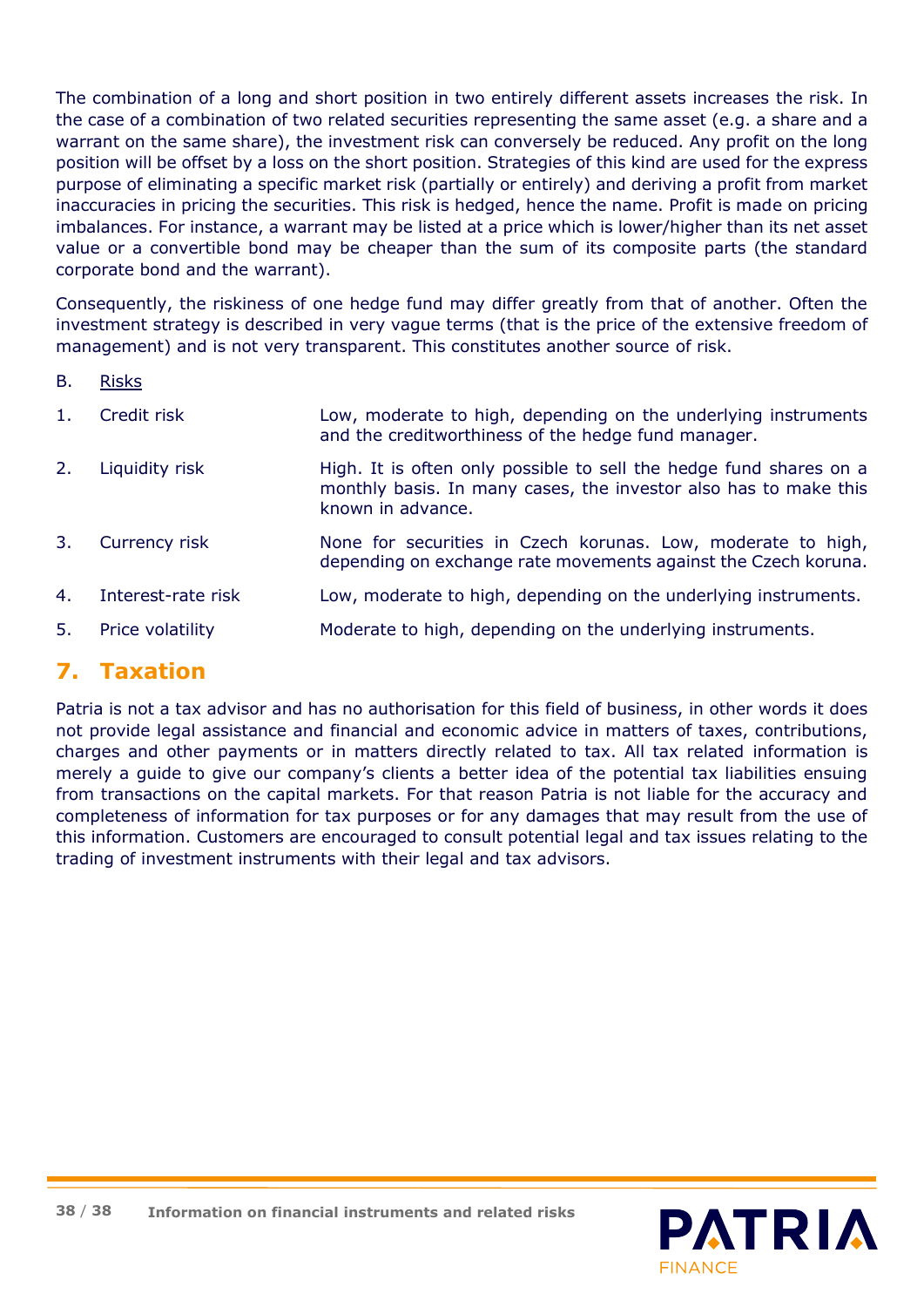The combination of a long and short position in two entirely different assets increases the risk. In the case of a combination of two related securities representing the same asset (e.g. a share and a warrant on the same share), the investment risk can conversely be reduced. Any profit on the long position will be offset by a loss on the short position. Strategies of this kind are used for the express purpose of eliminating a specific market risk (partially or entirely) and deriving a profit from market inaccuracies in pricing the securities. This risk is hedged, hence the name. Profit is made on pricing imbalances. For instance, a warrant may be listed at a price which is lower/higher than its net asset value or a convertible bond may be cheaper than the sum of its composite parts (the standard corporate bond and the warrant).

Consequently, the riskiness of one hedge fund may differ greatly from that of another. Often the investment strategy is described in very vague terms (that is the price of the extensive freedom of management) and is not very transparent. This constitutes another source of risk.

B. Risks

| | | |
|---|---|---|
| 1. | Credit risk | Low, moderate to high, depending on the underlying instruments and the creditworthiness of the hedge fund manager. |
| 2. | Liquidity risk | High. It is often only possible to sell the hedge fund shares on a monthly basis. In many cases, the investor also has to make this known in advance. |
| 3. | Currency risk | None for securities in Czech korunas. Low, moderate to high, depending on exchange rate movements against the Czech koruna. |
| 4. | Interest-rate risk | Low, moderate to high, depending on the underlying instruments. |
| 5. | Price volatility | Moderate to high, depending on the underlying instruments. |

## 7. Taxation

Patria is not a tax advisor and has no authorisation for this field of business, in other words it does not provide legal assistance and financial and economic advice in matters of taxes, contributions, charges and other payments or in matters directly related to tax. All tax related information is merely a guide to give our company's clients a better idea of the potential tax liabilities ensuing from transactions on the capital markets. For that reason Patria is not liable for the accuracy and completeness of information for tax purposes or for any damages that may result from the use of this information. Customers are encouraged to consult potential legal and tax issues relating to the trading of investment instruments with their legal and tax advisors.